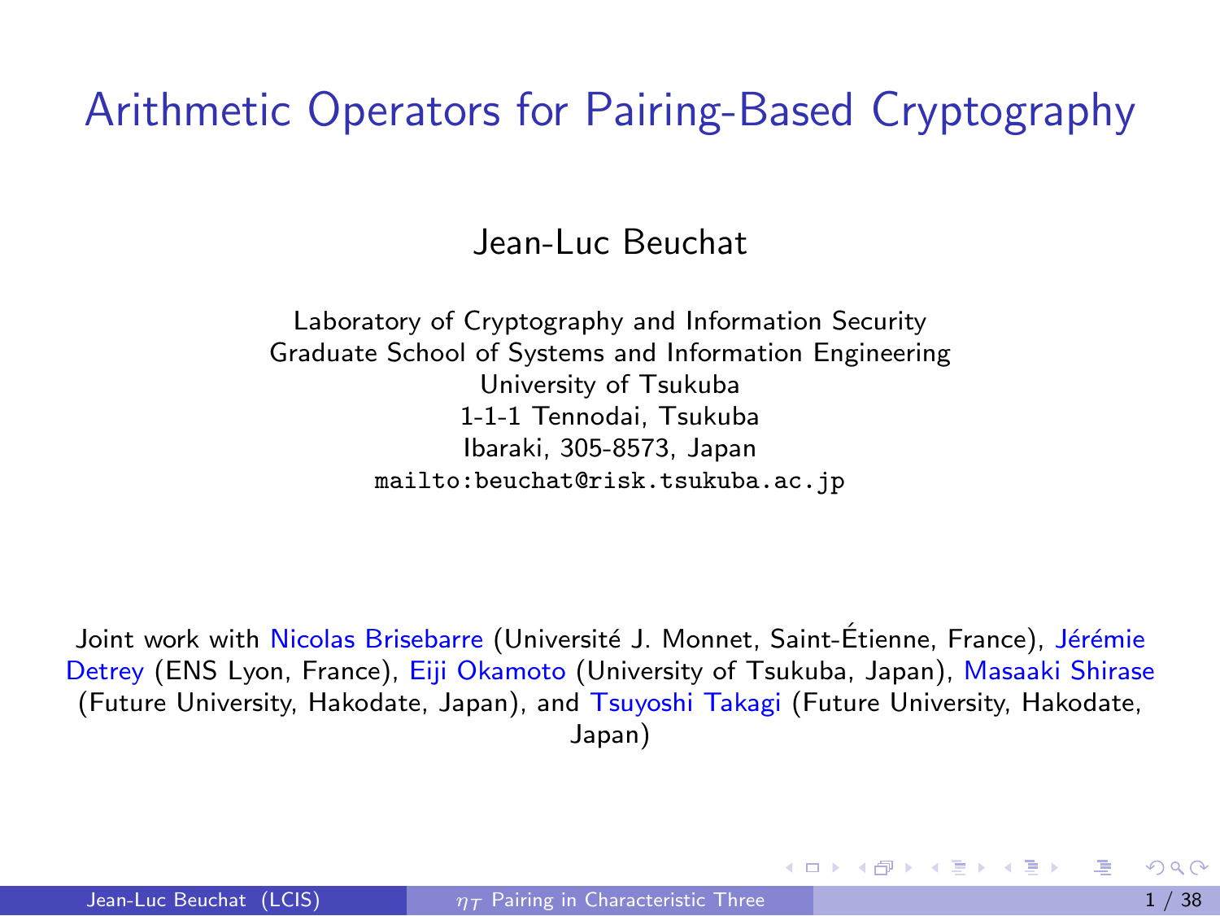# Arithmetic Operators for Pairing-Based Cryptography

Jean-Luc Beuchat

Laboratory of Cryptography and Information Security
Graduate School of Systems and Information Engineering
University of Tsukuba
1-1-1 Tennodai, Tsukuba
Ibaraki, 305-8573, Japan
mailto:beuchat@risk.tsukuba.ac.jp

Joint work with Nicolas Brisebarre (Université J. Monnet, Saint-Étienne, France), Jérémie Detrey (ENS Lyon, France), Eiji Okamoto (University of Tsukuba, Japan), Masaaki Shirase (Future University, Hakodate, Japan), and Tsuyoshi Takagi (Future University, Hakodate, Japan)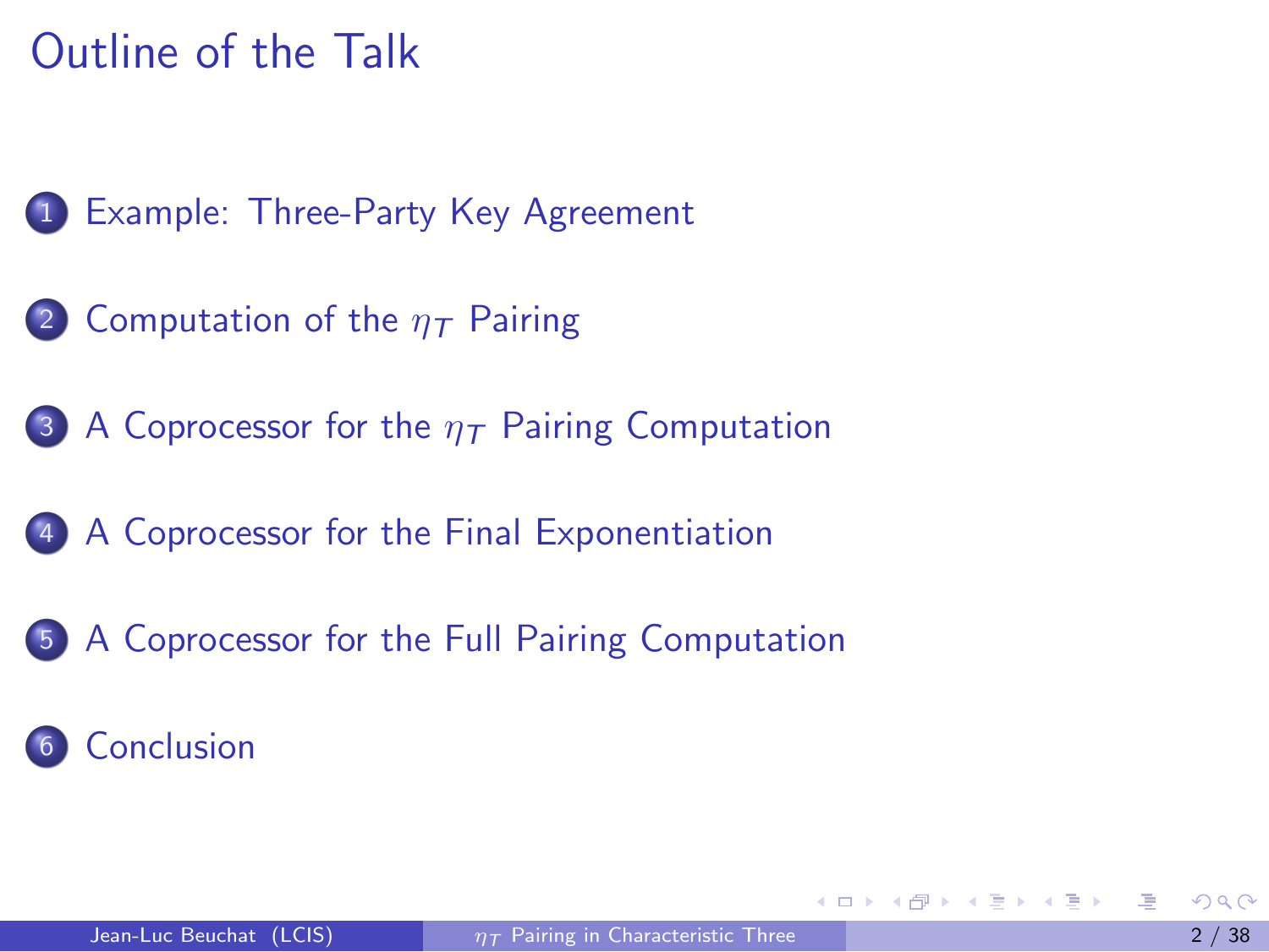# Outline of the Talk

1. Example: Three-Party Key Agreement
2. Computation of the $\eta_T$ Pairing
3. A Coprocessor for the $\eta_T$ Pairing Computation
4. A Coprocessor for the Final Exponentiation
5. A Coprocessor for the Full Pairing Computation
6. Conclusion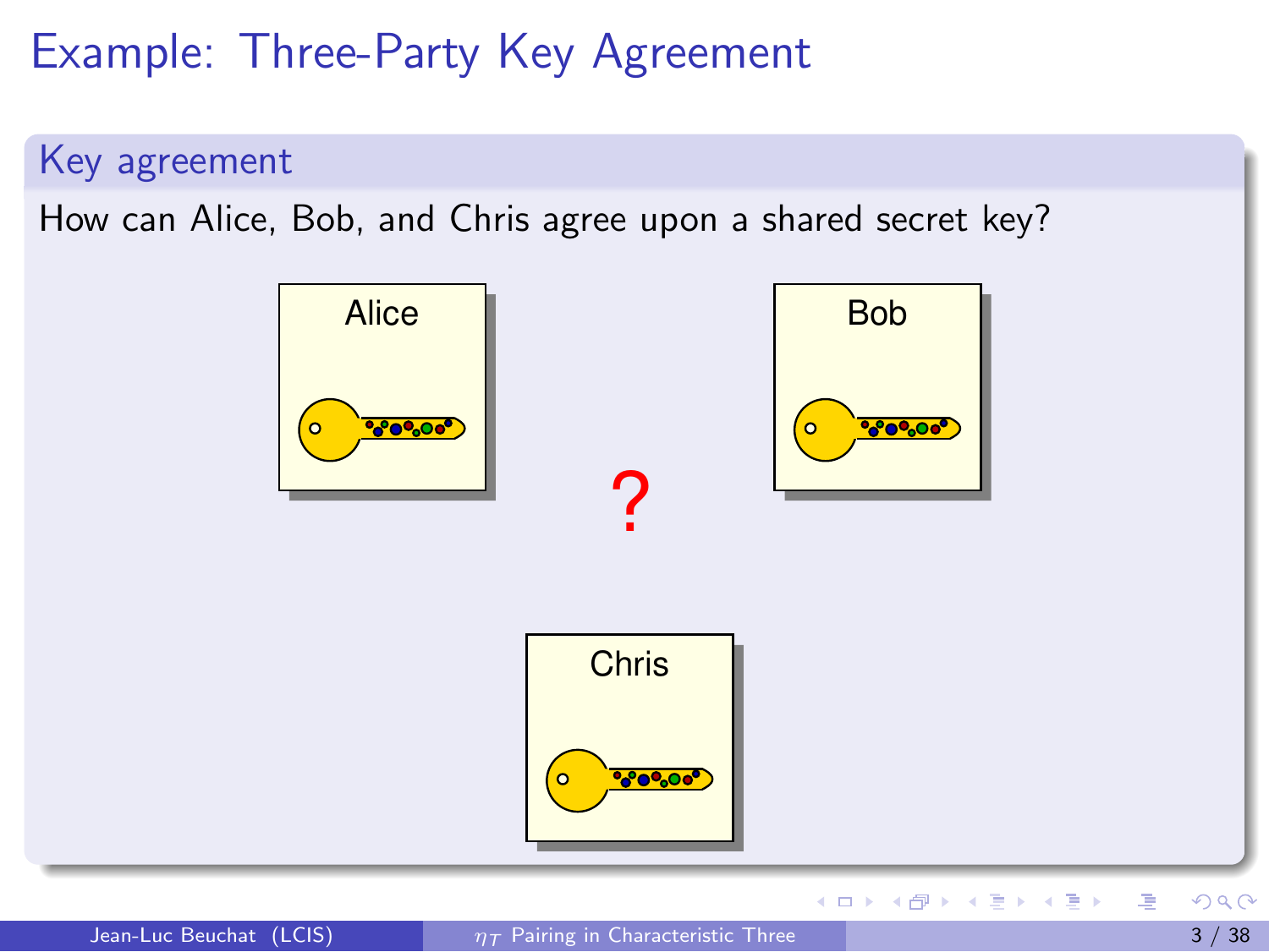# Example: Three-Party Key Agreement

## Key agreement

How can Alice, Bob, and Chris agree upon a shared secret key?

Alice

Bob

?

Chris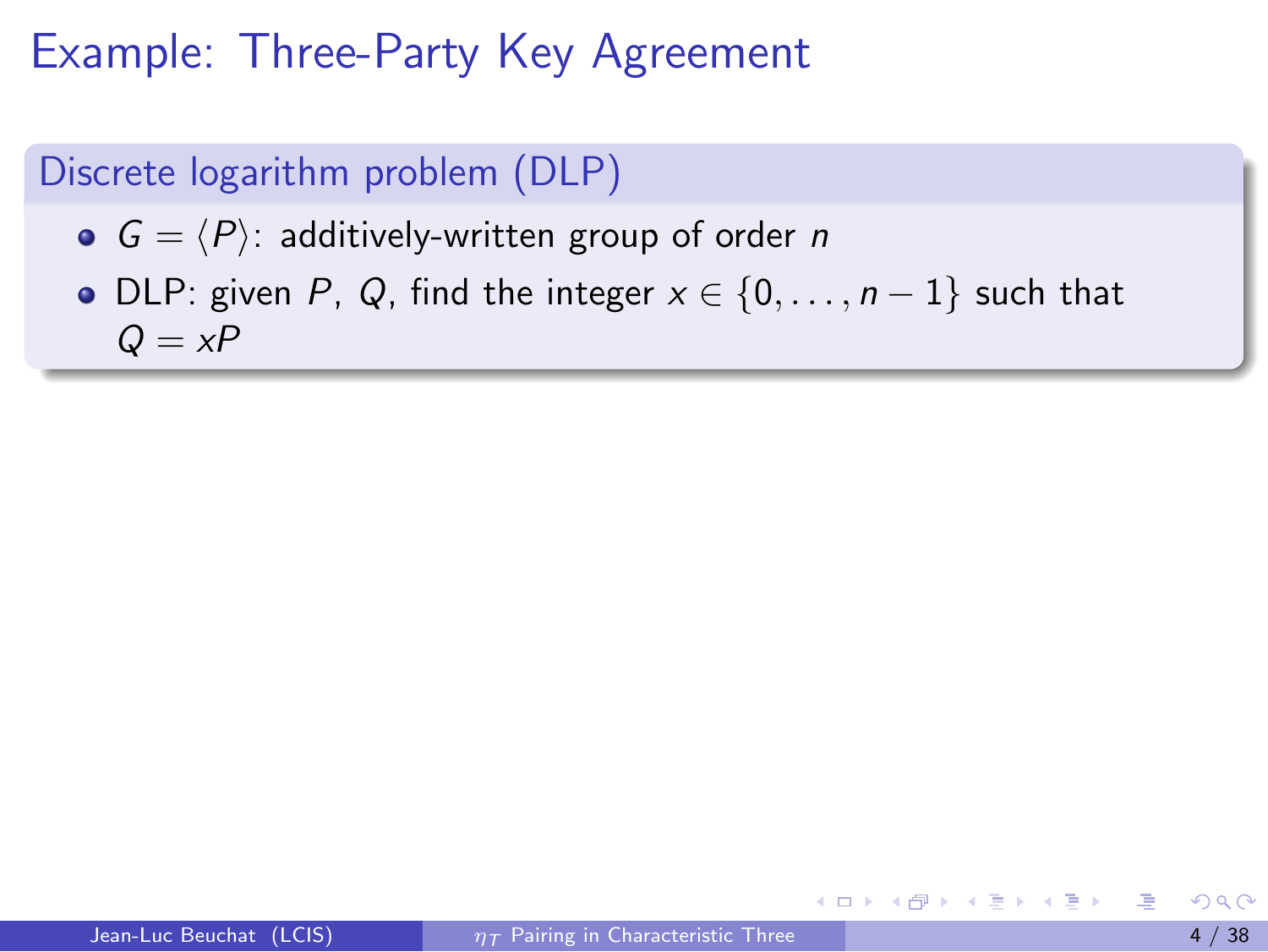# Example: Three-Party Key Agreement

### Discrete logarithm problem (DLP)

- $G = \langle P \rangle$: additively-written group of order $n$
- DLP: given $P$, $Q$, find the integer $x \in \{0, \ldots, n-1\}$ such that $Q = xP$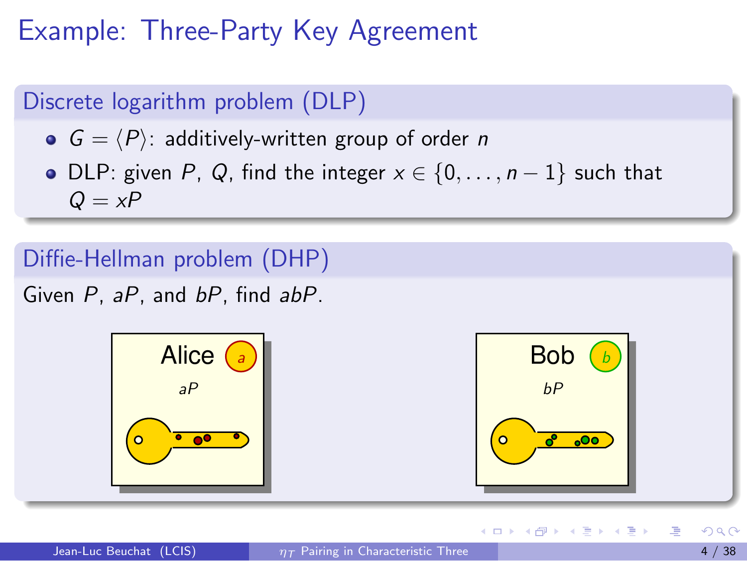# Example: Three-Party Key Agreement

## Discrete logarithm problem (DLP)

- $G = \langle P \rangle$: additively-written group of order $n$
- DLP: given $P$, $Q$, find the integer $x \in \{0, \ldots, n-1\}$ such that $Q = xP$

## Diffie-Hellman problem (DHP)

Given $P$, $aP$, and $bP$, find $abP$.

Alice $a$

$aP$

Bob $b$

$bP$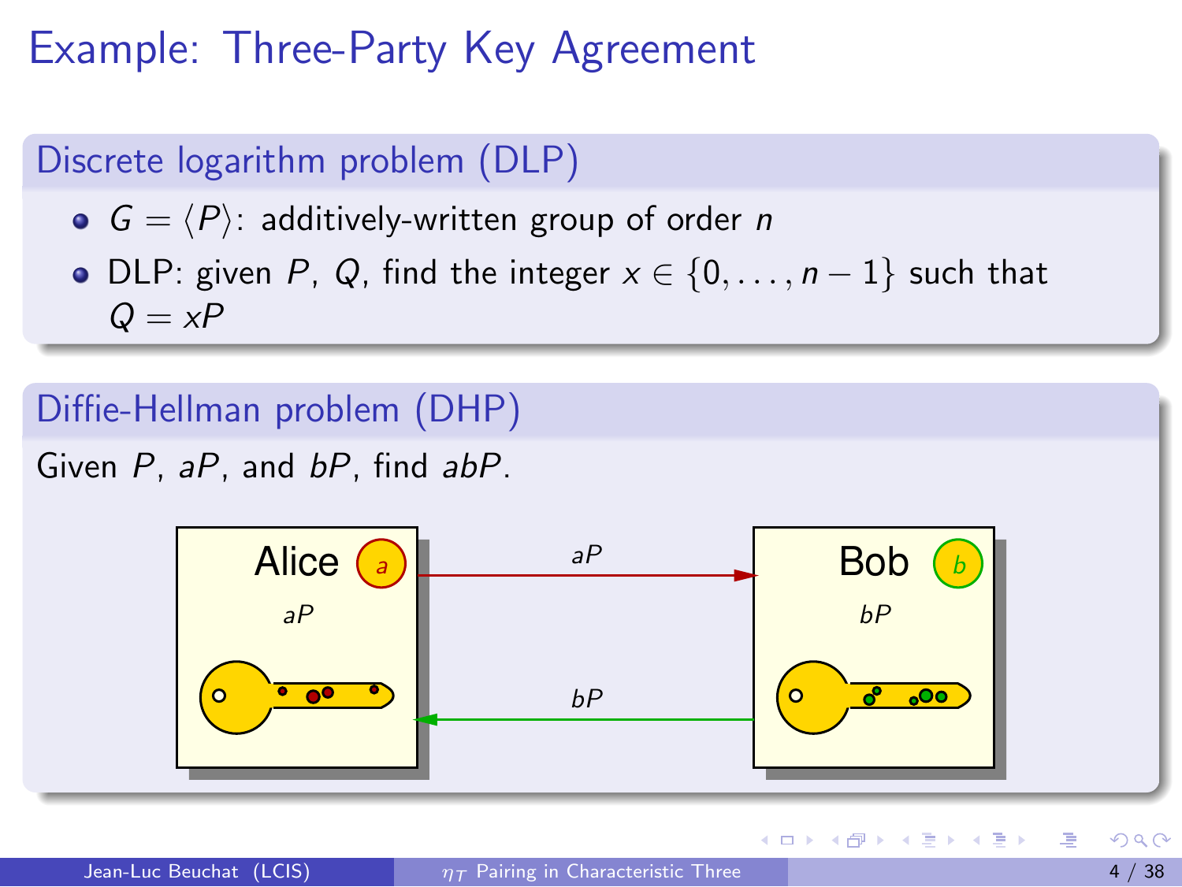# Example: Three-Party Key Agreement

## Discrete logarithm problem (DLP)

- $G = \langle P \rangle$: additively-written group of order $n$
- DLP: given $P$, $Q$, find the integer $x \in \{0, \ldots, n-1\}$ such that $Q = xP$

## Diffie-Hellman problem (DHP)

Given $P$, $aP$, and $bP$, find $abP$.

Alice $a$ — $aP$

Bob $b$ — $bP$

$aP$ (Alice → Bob)

$bP$ (Bob → Alice)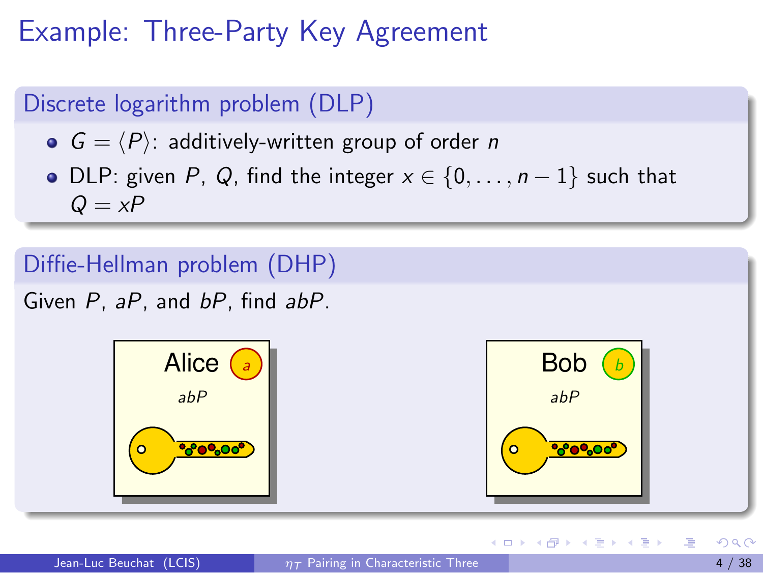# Example: Three-Party Key Agreement

## Discrete logarithm problem (DLP)

- $G = \langle P \rangle$: additively-written group of order $n$
- DLP: given $P$, $Q$, find the integer $x \in \{0, \ldots, n-1\}$ such that $Q = xP$

## Diffie-Hellman problem (DHP)

Given $P$, $aP$, and $bP$, find $abP$.

Alice $a$

$abP$

Bob $b$

$abP$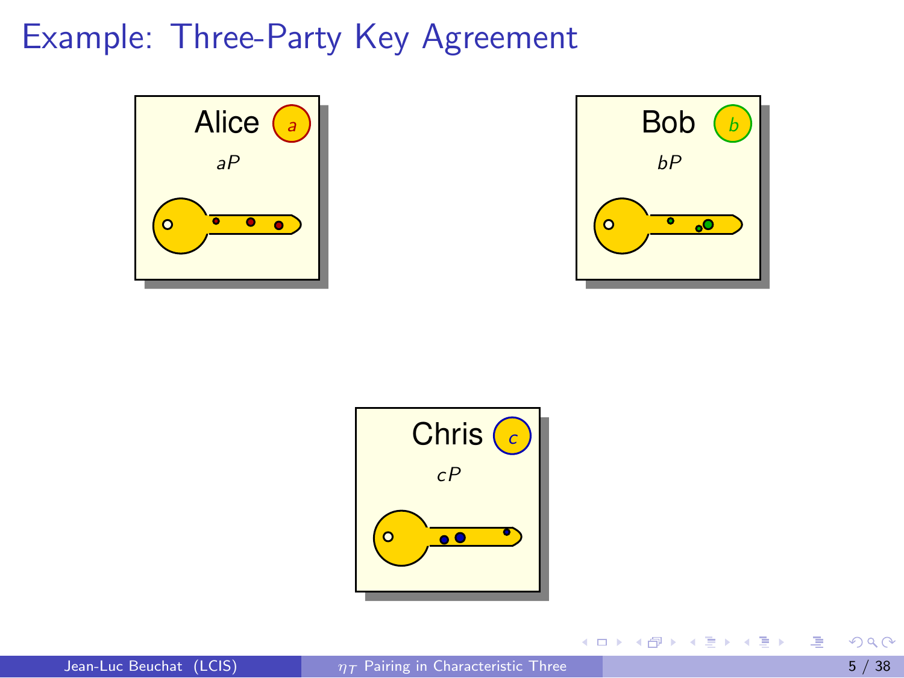# Example: Three-Party Key Agreement

Alice $a$

$aP$

Bob $b$

$bP$

Chris $c$

$cP$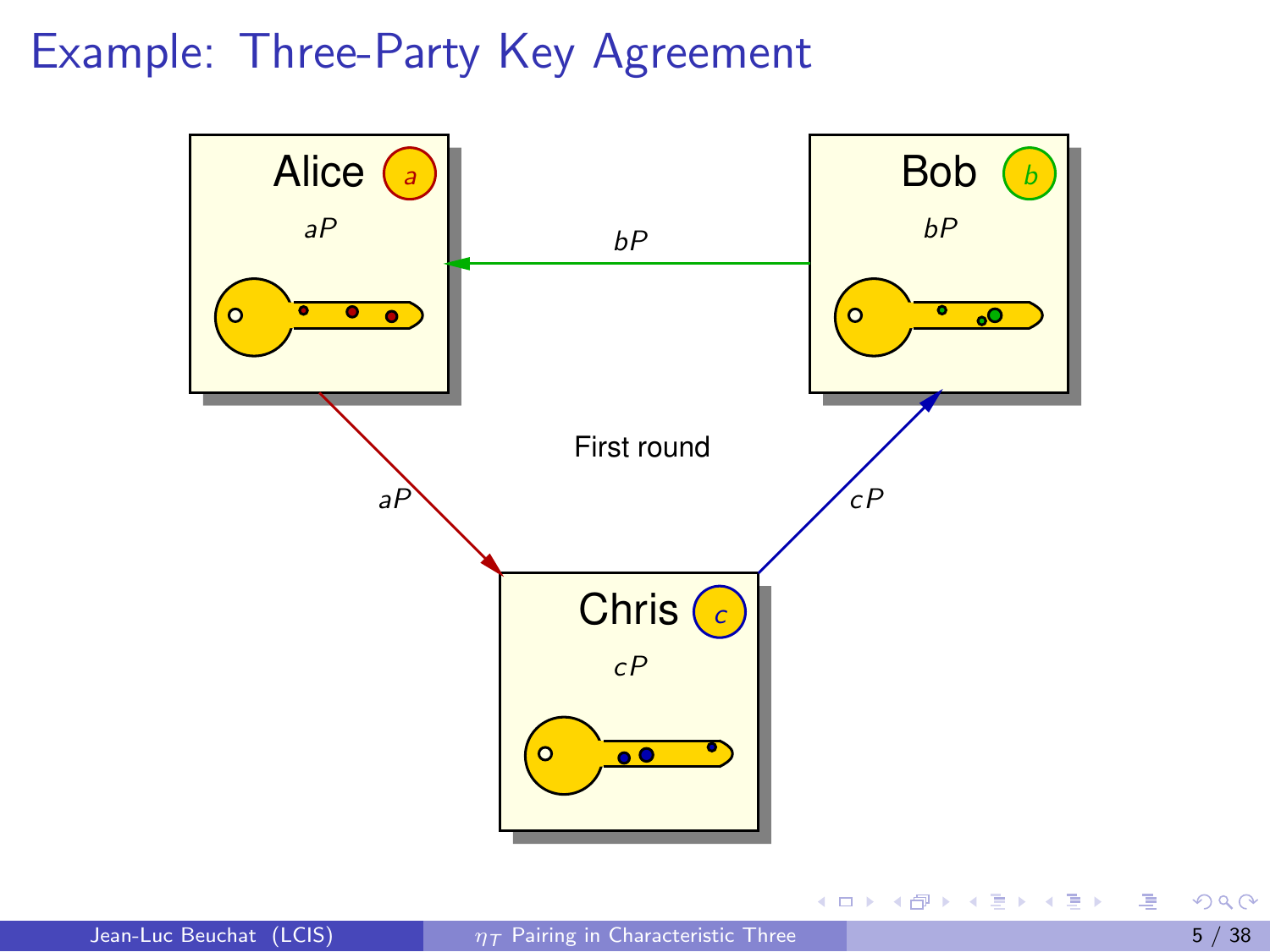# Example: Three-Party Key Agreement

Alice $a$

$aP$

Bob $b$

$bP$

$bP$

First round

$aP$

$cP$

Chris $c$

$cP$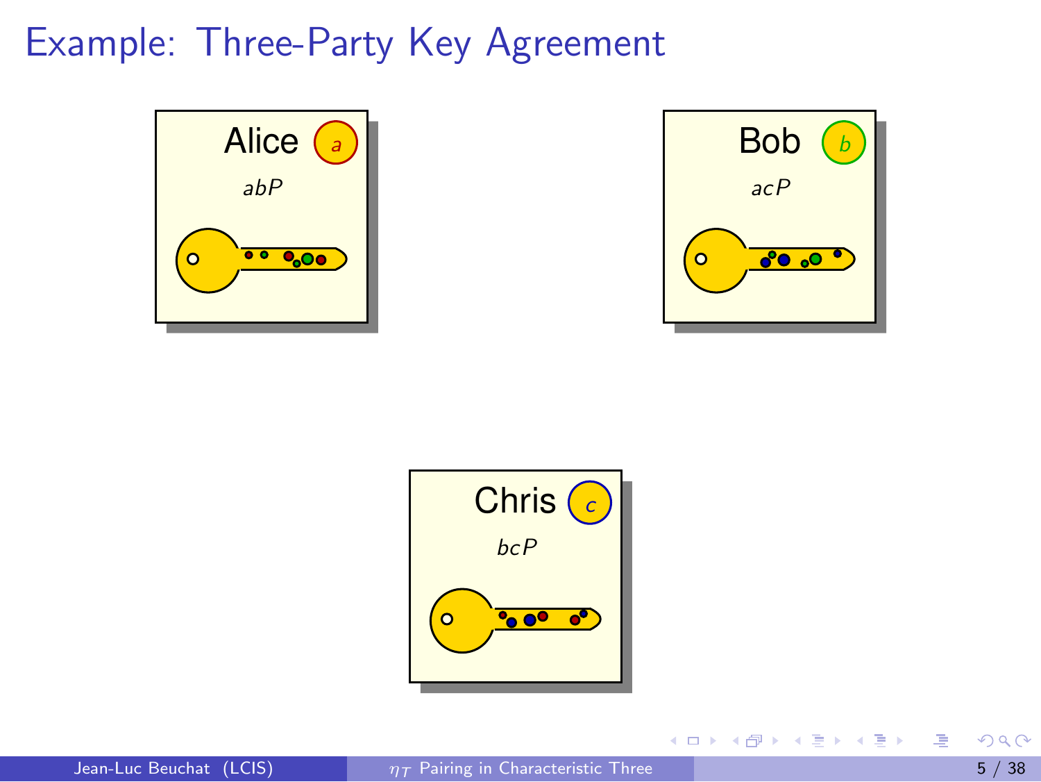# Example: Three-Party Key Agreement

**Alice** $a$

$abP$

**Bob** $b$

$acP$

**Chris** $c$

$bcP$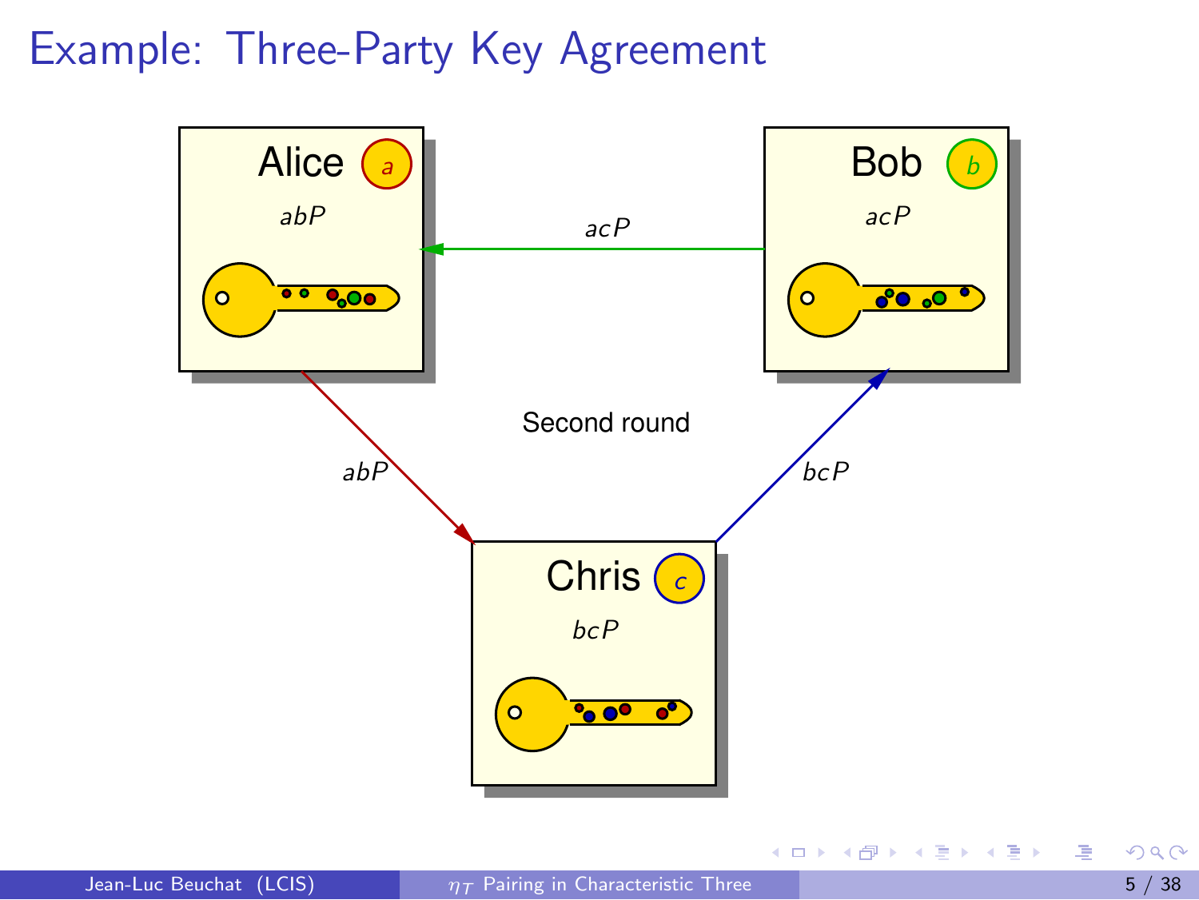# Example: Three-Party Key Agreement

Alice $a$

$abP$

Bob $b$

$acP$

$acP$

Second round

$abP$

$bcP$

Chris $c$

$bcP$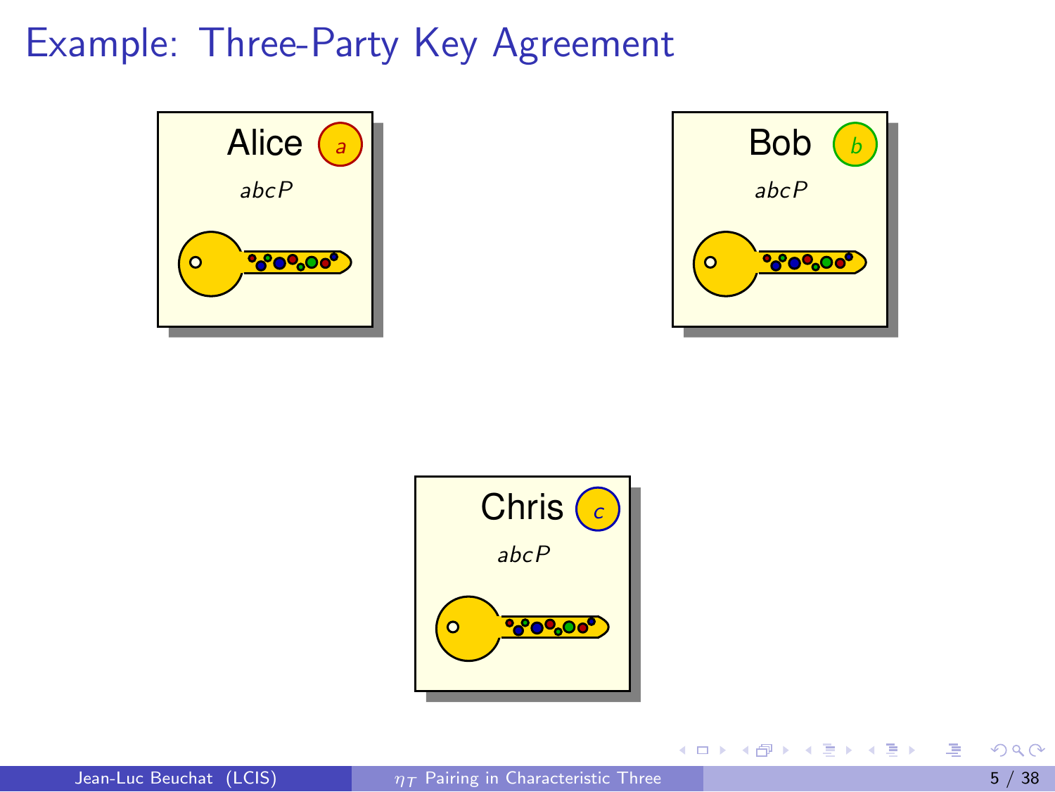# Example: Three-Party Key Agreement

Alice $a$

$abcP$

Bob $b$

$abcP$

Chris $c$

$abcP$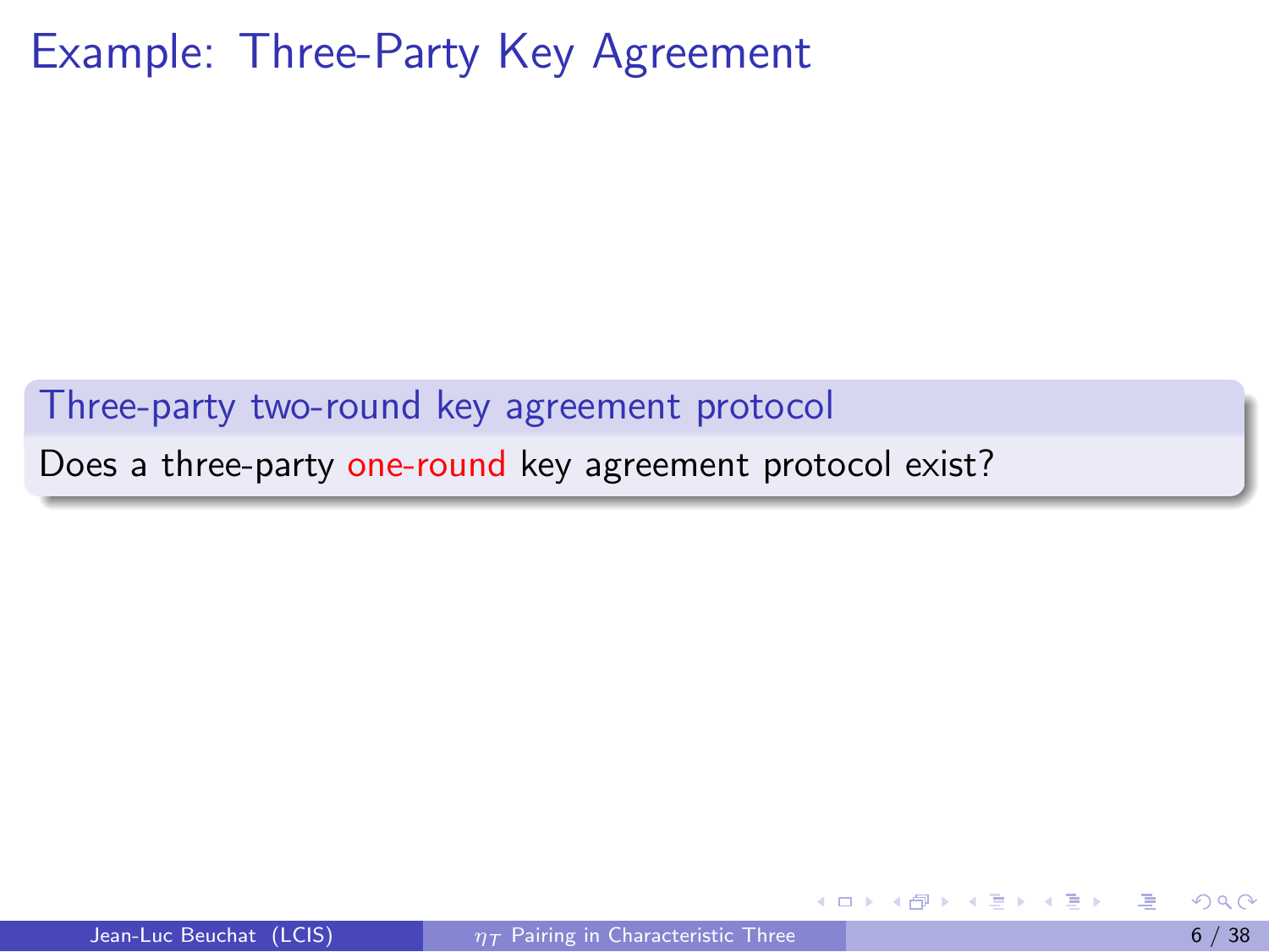# Example: Three-Party Key Agreement

**Three-party two-round key agreement protocol**

Does a three-party one-round key agreement protocol exist?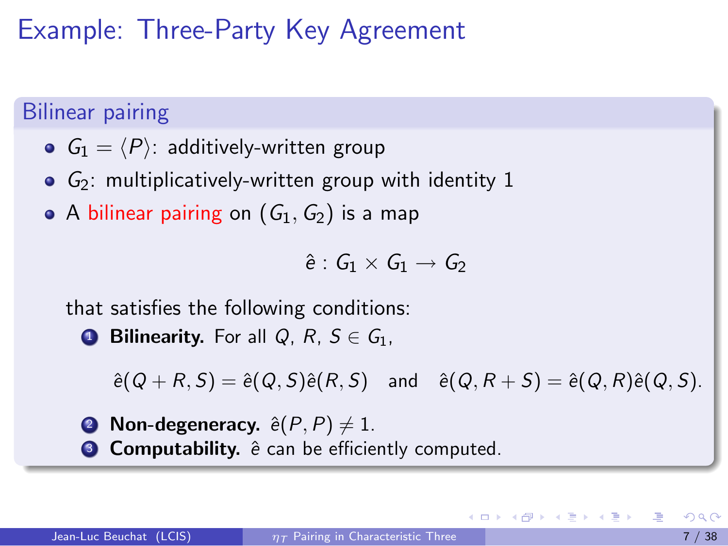# Example: Three-Party Key Agreement

## Bilinear pairing

- $G_1 = \langle P \rangle$: additively-written group
- $G_2$: multiplicatively-written group with identity 1
- A bilinear pairing on $(G_1, G_2)$ is a map

$$\hat{e} : G_1 \times G_1 \longrightarrow G_2$$

  that satisfies the following conditions:

  1. **Bilinearity.** For all $Q$, $R$, $S \in G_1$,

     $$\hat{e}(Q + R, S) = \hat{e}(Q, S)\hat{e}(R, S) \quad \text{and} \quad \hat{e}(Q, R + S) = \hat{e}(Q, R)\hat{e}(Q, S).$$

  2. **Non-degeneracy.** $\hat{e}(P, P) \neq 1$.
  3. **Computability.** $\hat{e}$ can be efficiently computed.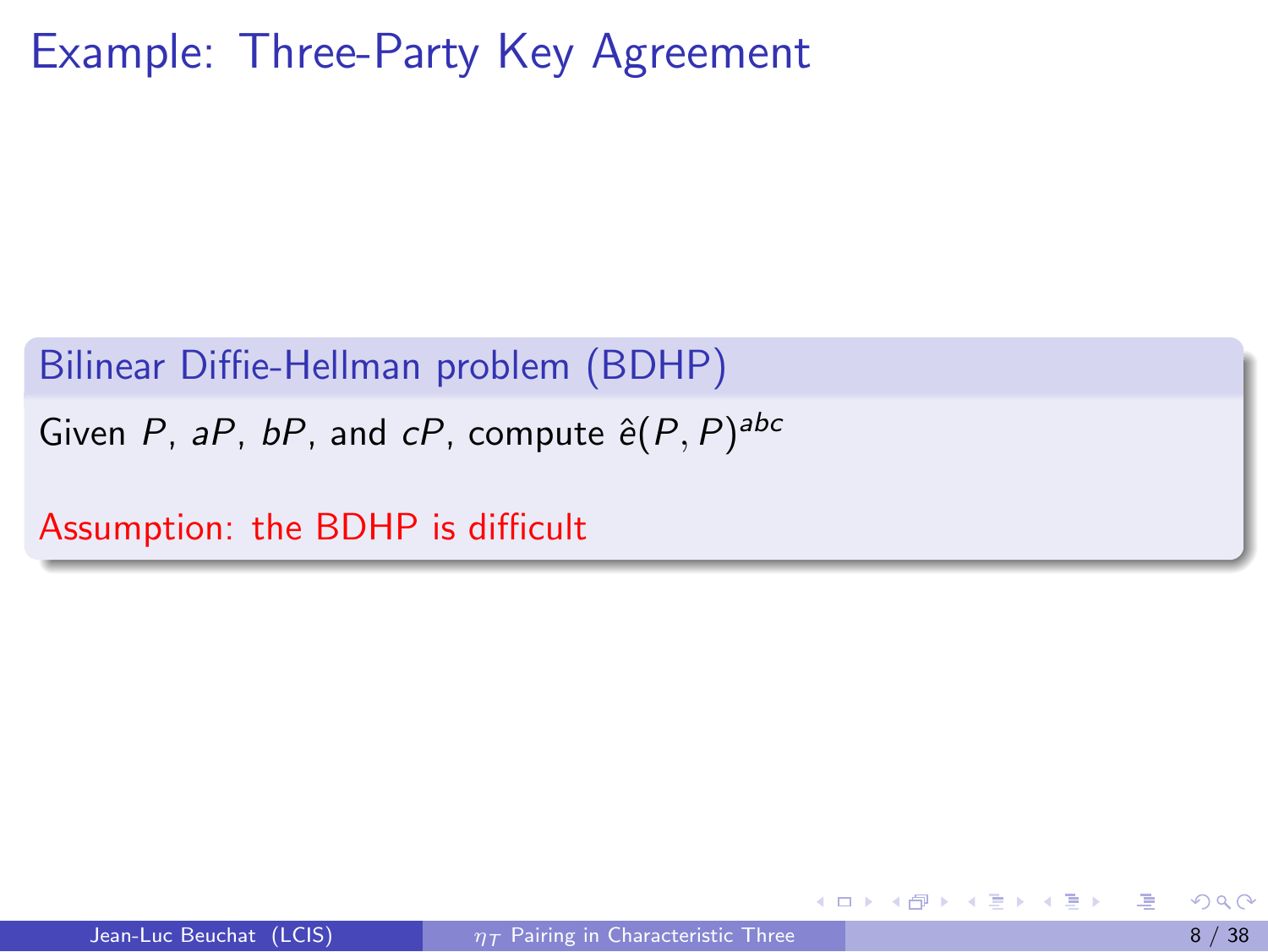# Example: Three-Party Key Agreement

**Bilinear Diffie-Hellman problem (BDHP)**

Given $P$, $aP$, $bP$, and $cP$, compute $\hat{e}(P, P)^{abc}$

Assumption: the BDHP is difficult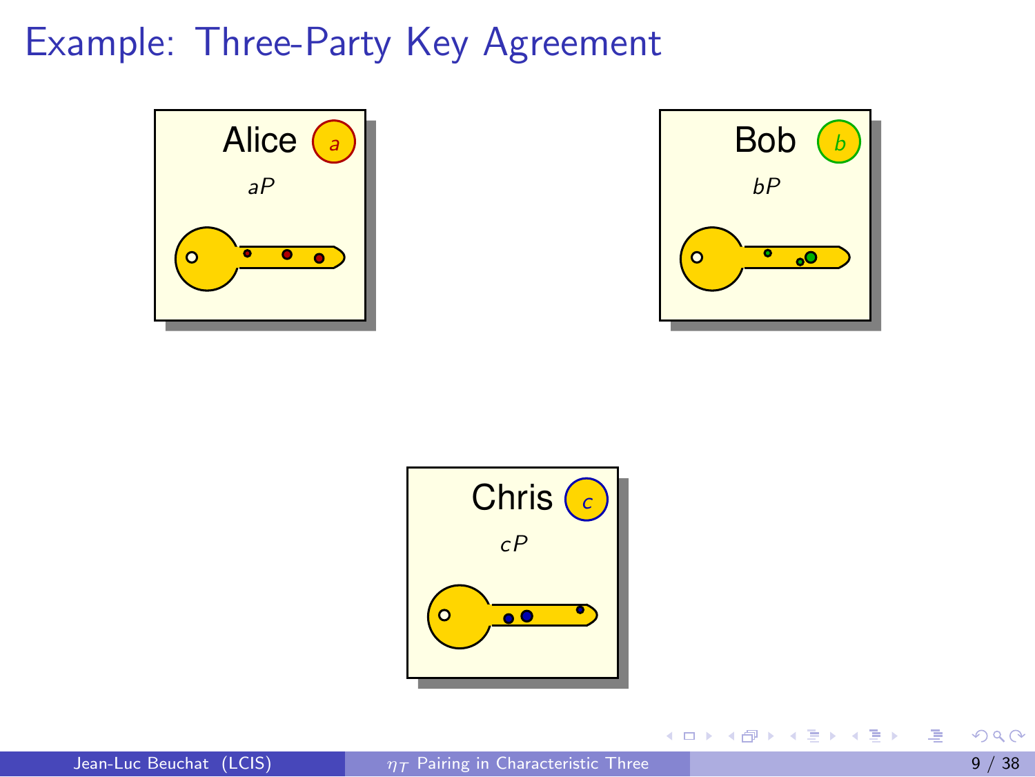# Example: Three-Party Key Agreement

**Alice** $a$

$aP$

**Bob** $b$

$bP$

**Chris** $c$

$cP$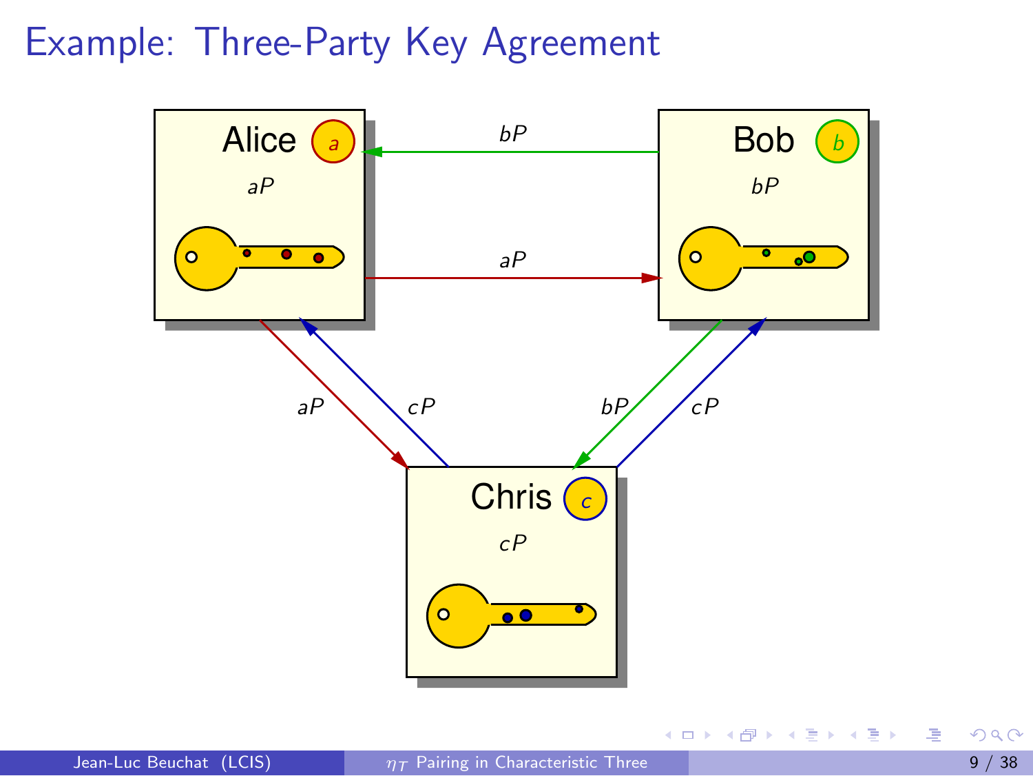# Example: Three-Party Key Agreement

Alice $a$

$aP$

Bob $b$

$bP$

Chris $c$

$cP$

$bP$

$aP$

$aP$

$cP$

$bP$

$cP$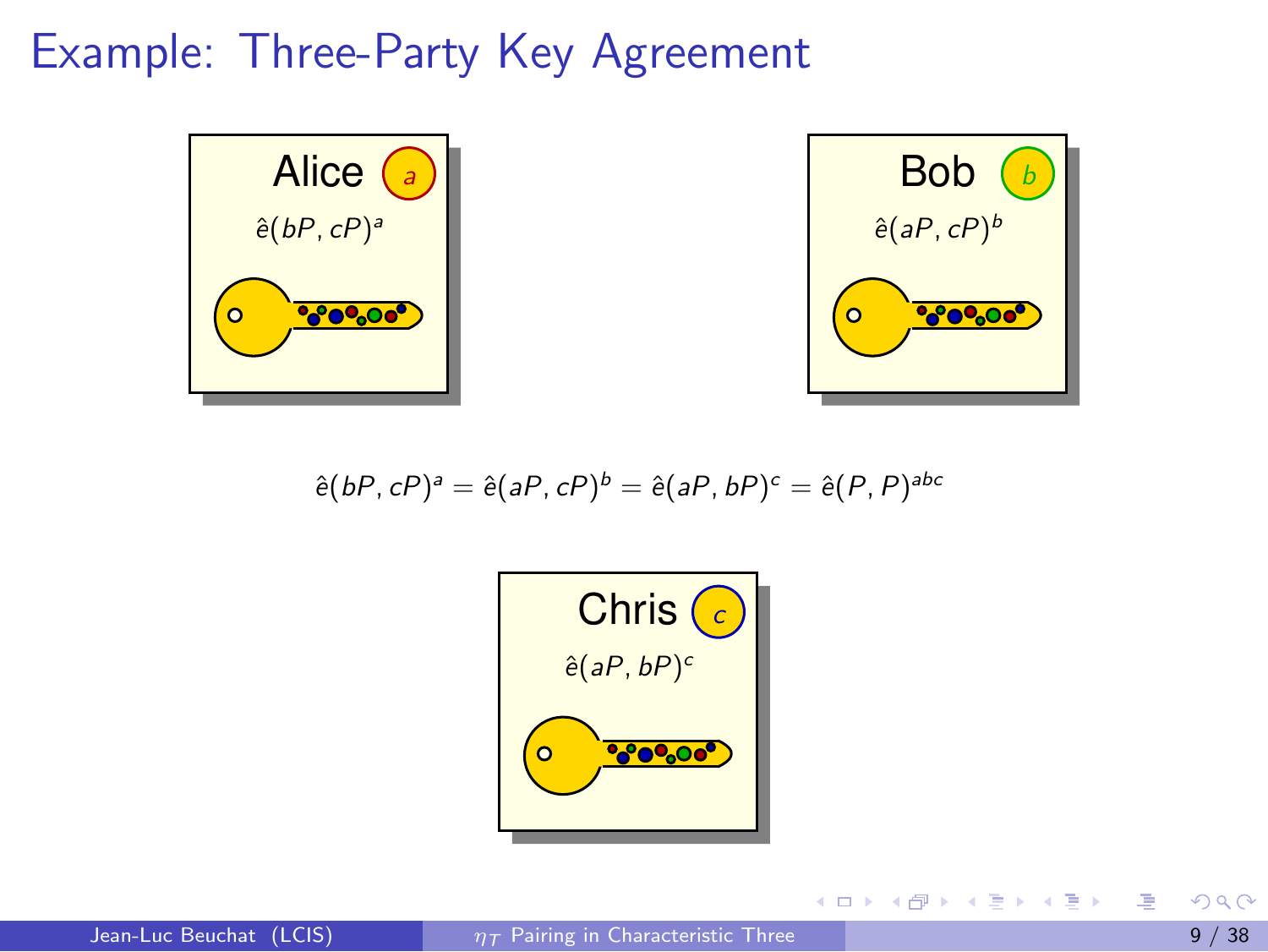# Example: Three-Party Key Agreement

**Alice** $a$

$\hat{e}(bP, cP)^a$

**Bob** $b$

$\hat{e}(aP, cP)^b$

$$\hat{e}(bP, cP)^a = \hat{e}(aP, cP)^b = \hat{e}(aP, bP)^c = \hat{e}(P, P)^{abc}$$

**Chris** $c$

$\hat{e}(aP, bP)^c$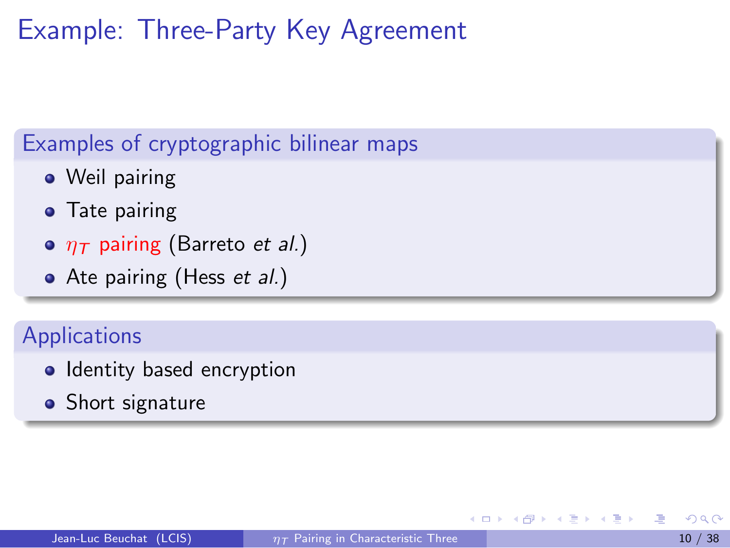# Example: Three-Party Key Agreement

## Examples of cryptographic bilinear maps

- Weil pairing
- Tate pairing
- $\eta_T$ pairing (Barreto *et al.*)
- Ate pairing (Hess *et al.*)

## Applications

- Identity based encryption
- Short signature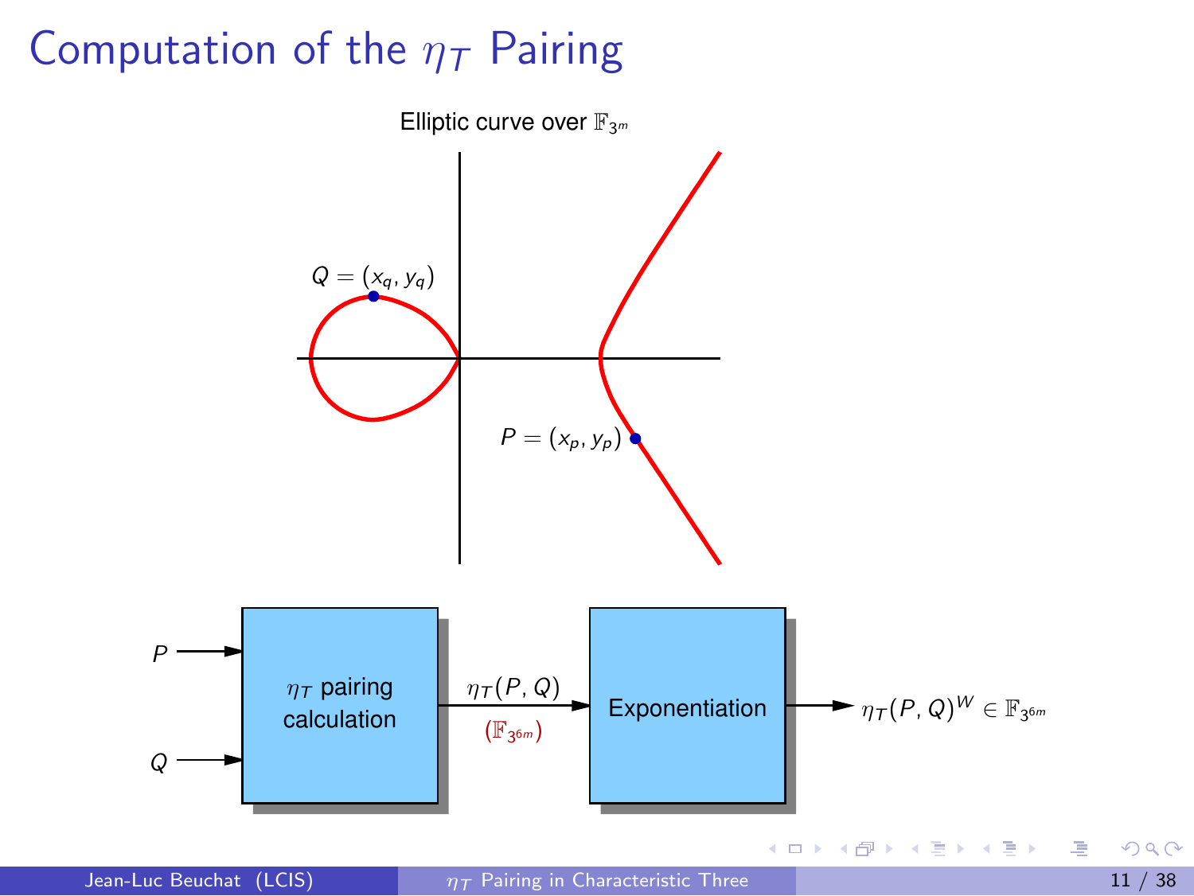# Computation of the $\eta_T$ Pairing

Elliptic curve over $\mathbb{F}_{3^m}$

$Q = (x_q, y_q)$

$P = (x_p, y_p)$

$P$ → **$\eta_T$ pairing calculation** ← $Q$

$\eta_T(P, Q)$ ($\mathbb{F}_{3^{6m}}$) → **Exponentiation** → $\eta_T(P, Q)^W \in \mathbb{F}_{3^{6m}}$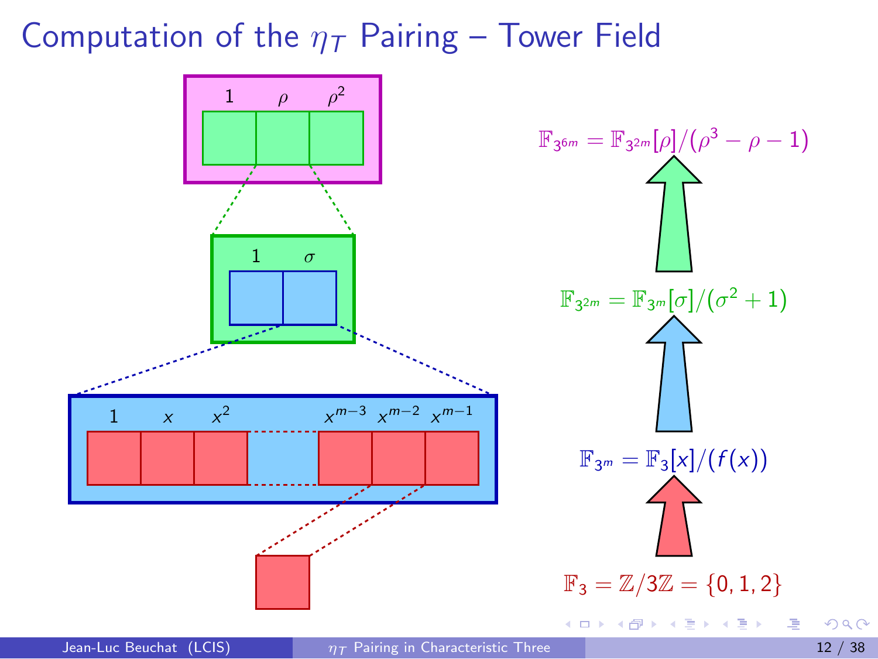# Computation of the $\eta_T$ Pairing – Tower Field

$\mathbb{F}_{3^{6m}} = \mathbb{F}_{3^{2m}}[\rho]/(\rho^3 - \rho - 1)$

$\mathbb{F}_{3^{2m}} = \mathbb{F}_{3^m}[\sigma]/(\sigma^2 + 1)$

$\mathbb{F}_{3^m} = \mathbb{F}_3[x]/(f(x))$

$\mathbb{F}_3 = \mathbb{Z}/3\mathbb{Z} = \{0, 1, 2\}$

$1 \quad \rho \quad \rho^2$

$1 \quad \sigma$

$1 \quad x \quad x^2 \quad x^{m-3} \quad x^{m-2} \quad x^{m-1}$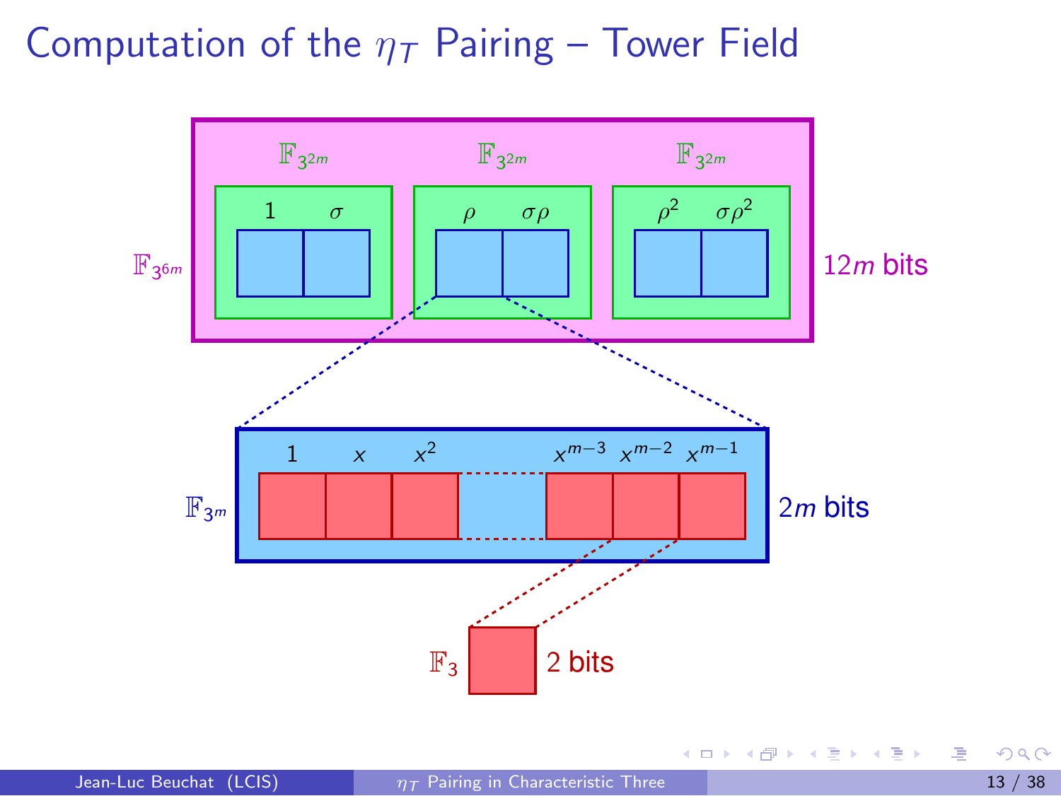# Computation of the $\eta_T$ Pairing – Tower Field

$\mathbb{F}_{3^{6m}}$ — 12$m$ bits

| $\mathbb{F}_{3^{2m}}$ | | $\mathbb{F}_{3^{2m}}$ | | $\mathbb{F}_{3^{2m}}$ | |
|---|---|---|---|---|---|
| $1$ | $\sigma$ | $\rho$ | $\sigma\rho$ | $\rho^2$ | $\sigma\rho^2$ |

$\mathbb{F}_{3^m}$ — 2$m$ bits

$1 \quad x \quad x^2 \quad \ldots \quad x^{m-3} \quad x^{m-2} \quad x^{m-1}$

$\mathbb{F}_3$ — 2 bits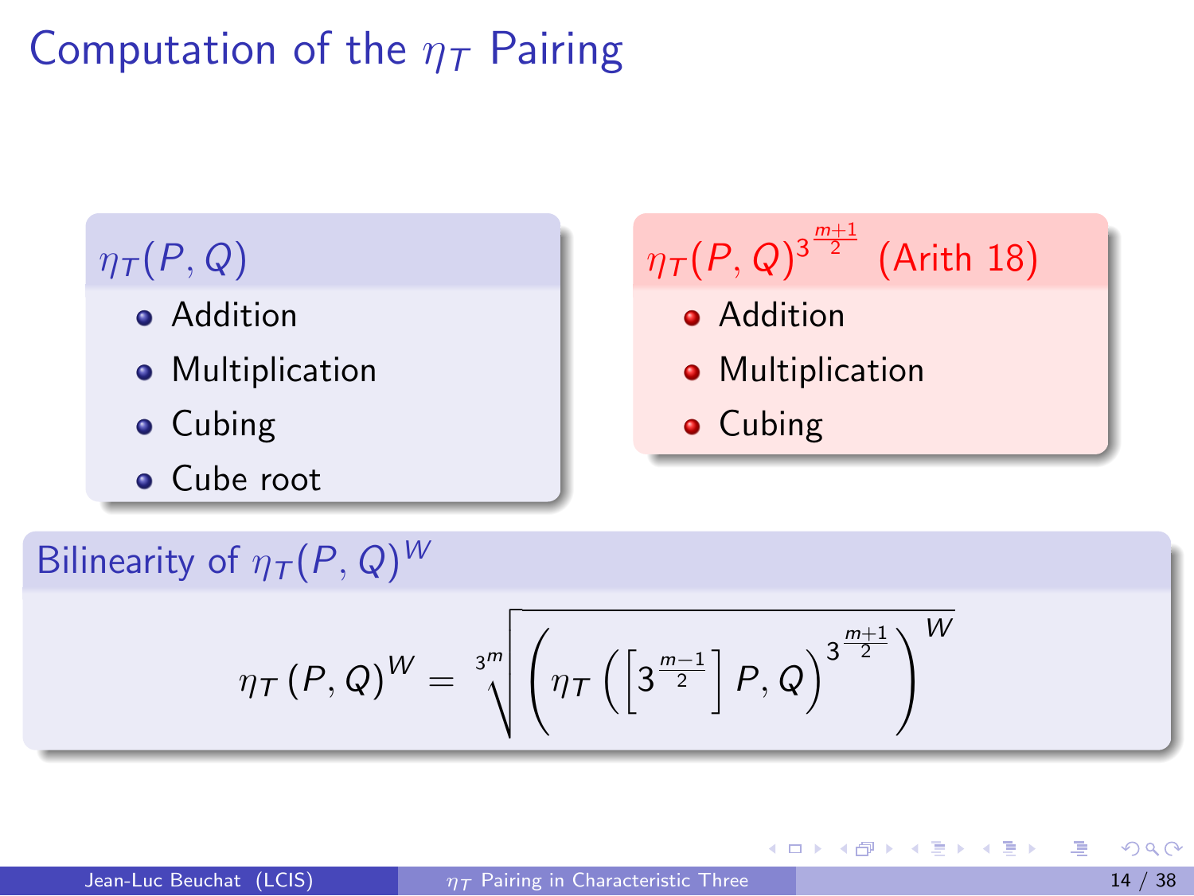# Computation of the $\eta_T$ Pairing

### $\eta_T(P, Q)$

- Addition
- Multiplication
- Cubing
- Cube root

### $\eta_T(P, Q)^{3^{\frac{m+1}{2}}}$ (Arith 18)

- Addition
- Multiplication
- Cubing

### Bilinearity of $\eta_T(P, Q)^W$

$$\eta_T(P, Q)^W = \sqrt[3^m]{\left(\eta_T\left(\left[3^{\frac{m-1}{2}}\right] P, Q\right)^{3^{\frac{m+1}{2}}}\right)^W}$$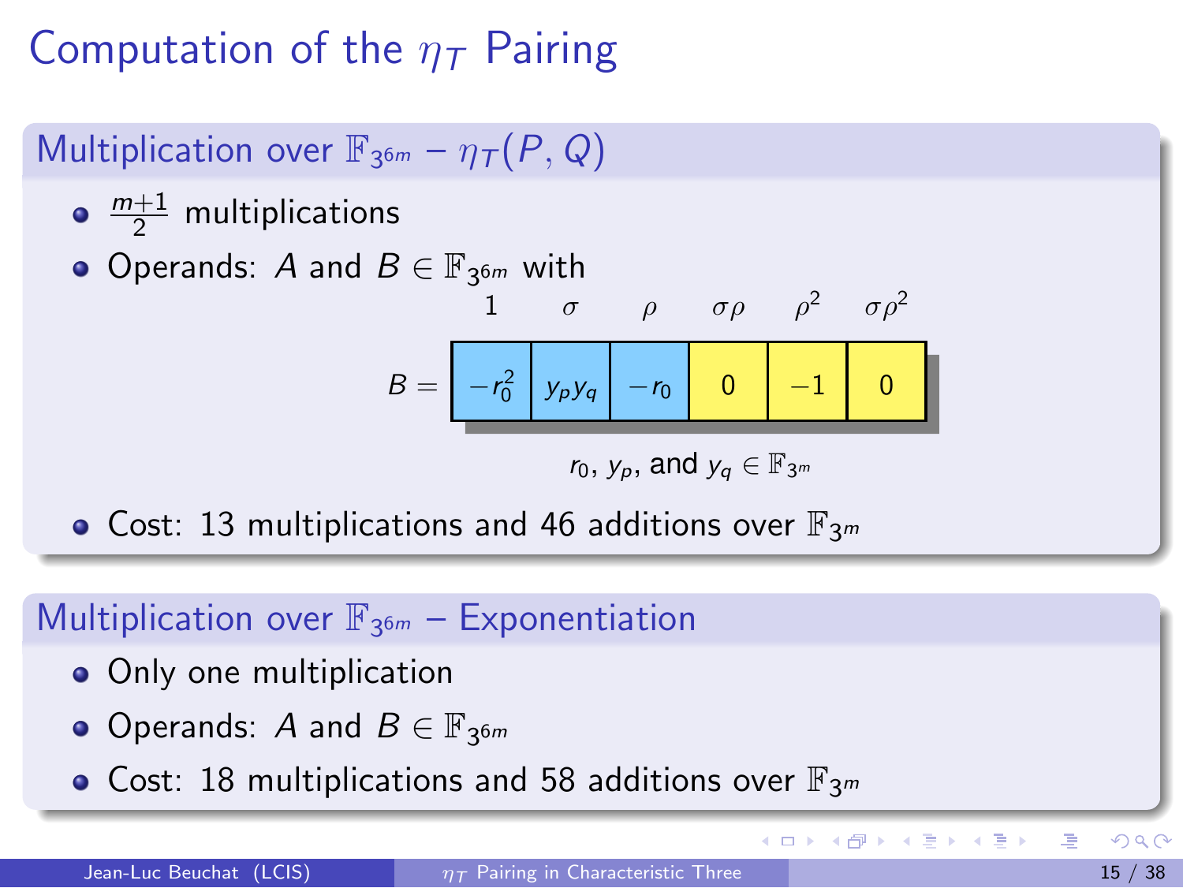# Computation of the $\eta_T$ Pairing

## Multiplication over $\mathbb{F}_{3^{6m}}$ – $\eta_T(P, Q)$

- $\frac{m+1}{2}$ multiplications
- Operands: $A$ and $B \in \mathbb{F}_{3^{6m}}$ with

| | $1$ | $\sigma$ | $\rho$ | $\sigma\rho$ | $\rho^2$ | $\sigma\rho^2$ |
|---|---|---|---|---|---|---|
| $B =$ | $-r_0^2$ | $y_p y_q$ | $-r_0$ | $0$ | $-1$ | $0$ |

$r_0$, $y_p$, and $y_q \in \mathbb{F}_{3^m}$

- Cost: 13 multiplications and 46 additions over $\mathbb{F}_{3^m}$

## Multiplication over $\mathbb{F}_{3^{6m}}$ – Exponentiation

- Only one multiplication
- Operands: $A$ and $B \in \mathbb{F}_{3^{6m}}$
- Cost: 18 multiplications and 58 additions over $\mathbb{F}_{3^m}$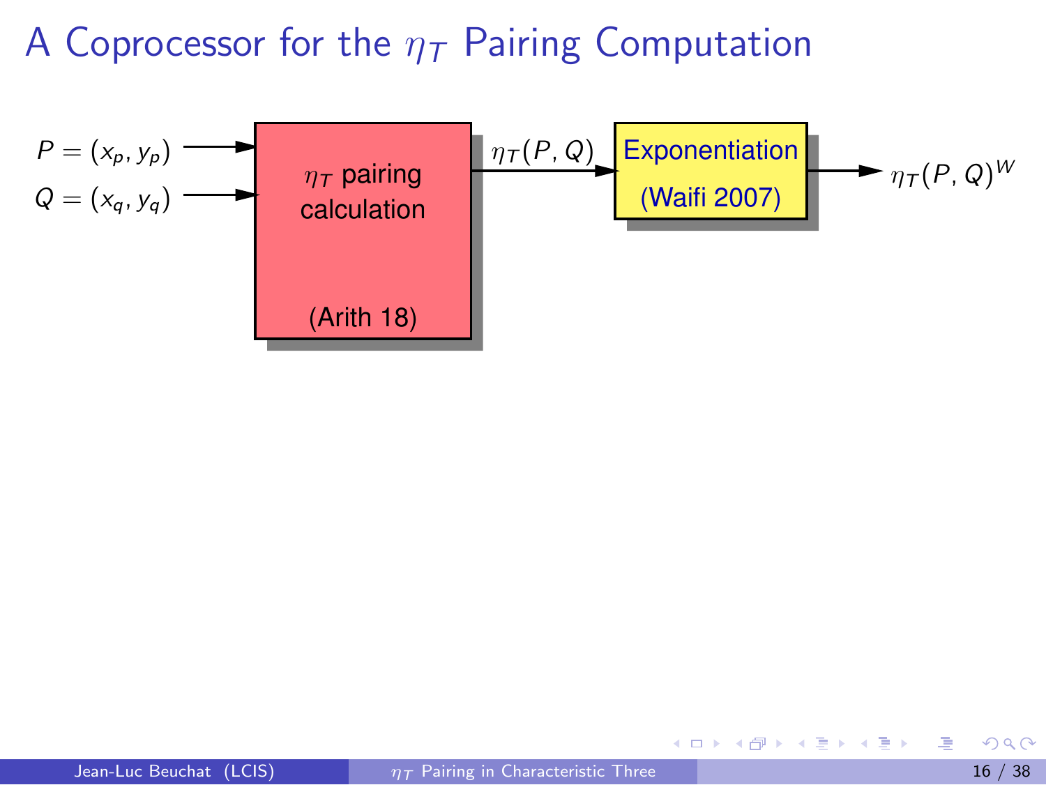# A Coprocessor for the $\eta_T$ Pairing Computation

$P = (x_p, y_p)$

$Q = (x_q, y_q)$

$\eta_T$ pairing calculation

(Arith 18)

$\eta_T(P, Q)$

Exponentiation

(Waifi 2007)

$\eta_T(P, Q)^W$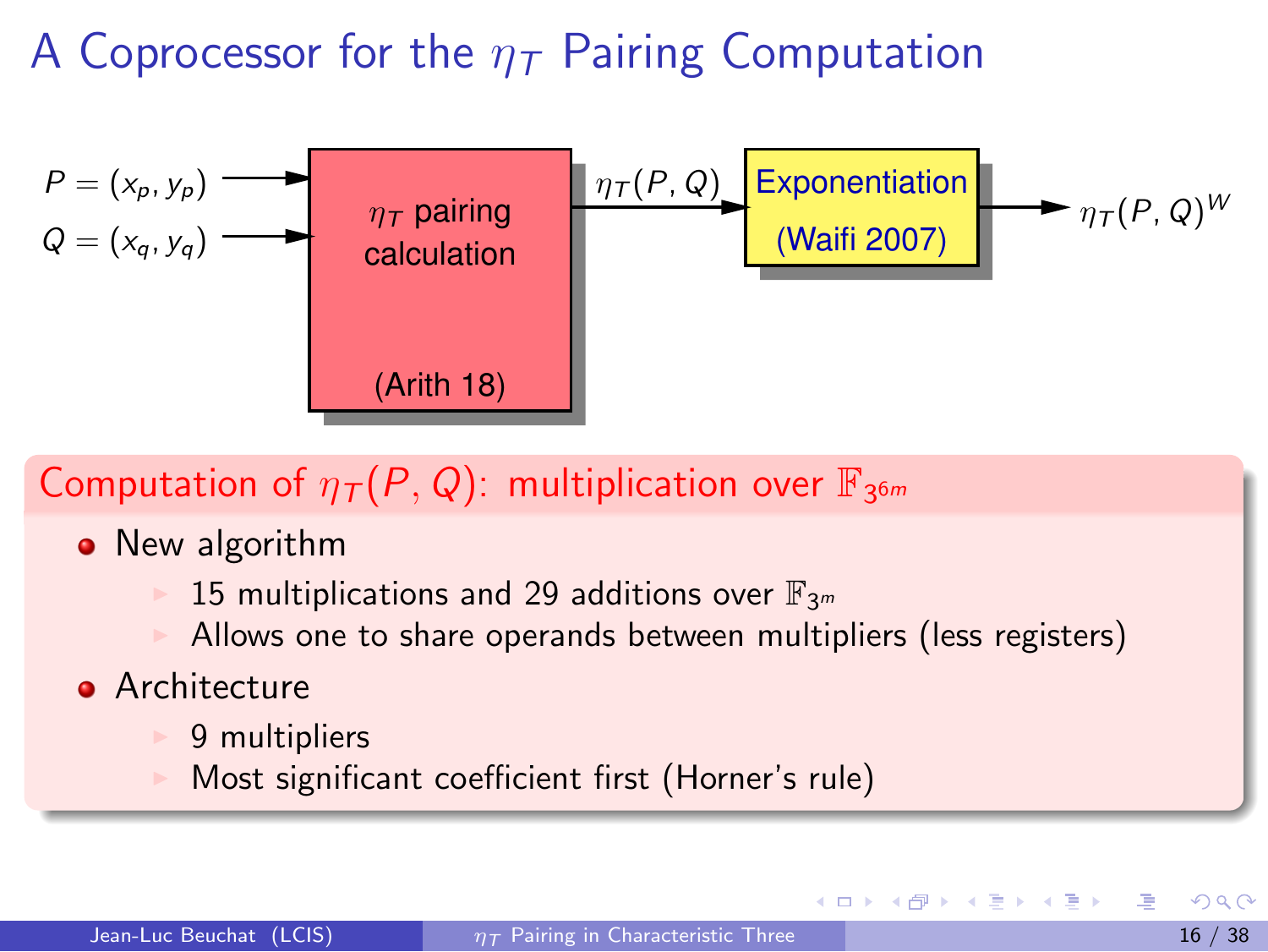# A Coprocessor for the $\eta_T$ Pairing Computation

$P = (x_p, y_p)$, $Q = (x_q, y_q)$ → $\eta_T$ pairing calculation (Arith 18) → $\eta_T(P, Q)$ → Exponentiation (Waifi 2007) → $\eta_T(P, Q)^W$

## Computation of $\eta_T(P, Q)$: multiplication over $\mathbb{F}_{3^{6m}}$

- New algorithm
  - 15 multiplications and 29 additions over $\mathbb{F}_{3^m}$
  - Allows one to share operands between multipliers (less registers)
- Architecture
  - 9 multipliers
  - Most significant coefficient first (Horner's rule)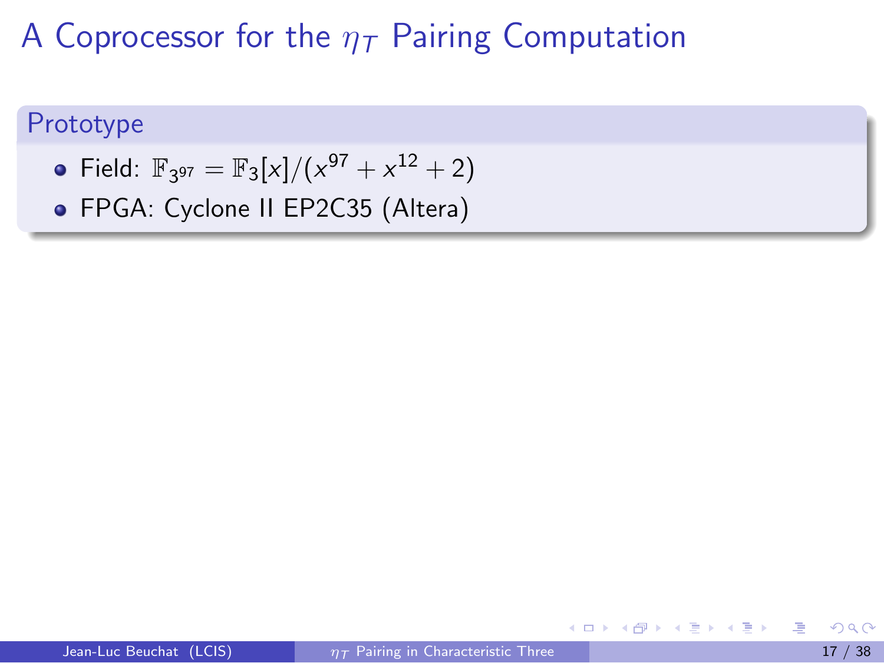# A Coprocessor for the $\eta_T$ Pairing Computation

## Prototype

- Field: $\mathbb{F}_{3^{97}} = \mathbb{F}_3[x]/(x^{97} + x^{12} + 2)$
- FPGA: Cyclone II EP2C35 (Altera)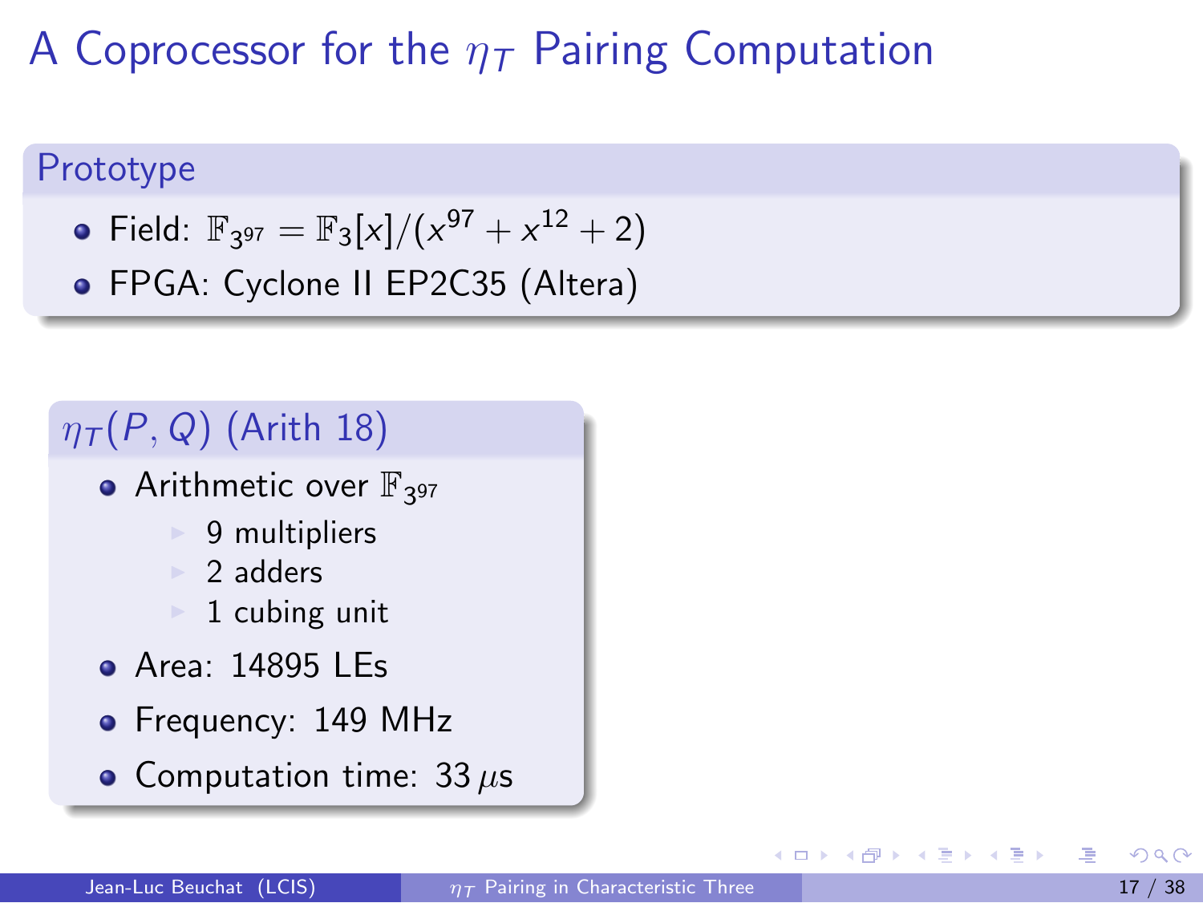# A Coprocessor for the $\eta_T$ Pairing Computation

## Prototype

- Field: $\mathbb{F}_{3^{97}} = \mathbb{F}_3[x]/(x^{97} + x^{12} + 2)$
- FPGA: Cyclone II EP2C35 (Altera)

## $\eta_T(P, Q)$ (Arith 18)

- Arithmetic over $\mathbb{F}_{3^{97}}$
  - 9 multipliers
  - 2 adders
  - 1 cubing unit
- Area: 14895 LEs
- Frequency: 149 MHz
- Computation time: 33 $\mu$s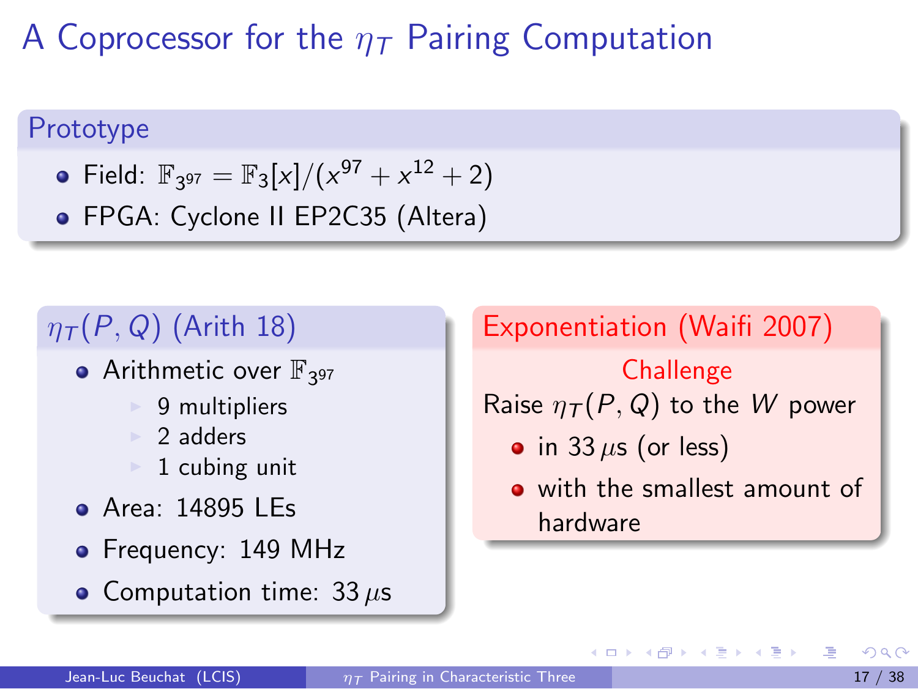# A Coprocessor for the $\eta_T$ Pairing Computation

## Prototype

- Field: $\mathbb{F}_{3^{97}} = \mathbb{F}_3[x]/(x^{97} + x^{12} + 2)$
- FPGA: Cyclone II EP2C35 (Altera)

## $\eta_T(P, Q)$ (Arith 18)

- Arithmetic over $\mathbb{F}_{3^{97}}$
  - 9 multipliers
  - 2 adders
  - 1 cubing unit
- Area: 14895 LEs
- Frequency: 149 MHz
- Computation time: 33 $\mu$s

## Exponentiation (Waifi 2007)

Challenge

Raise $\eta_T(P, Q)$ to the $W$ power

- in 33 $\mu$s (or less)
- with the smallest amount of hardware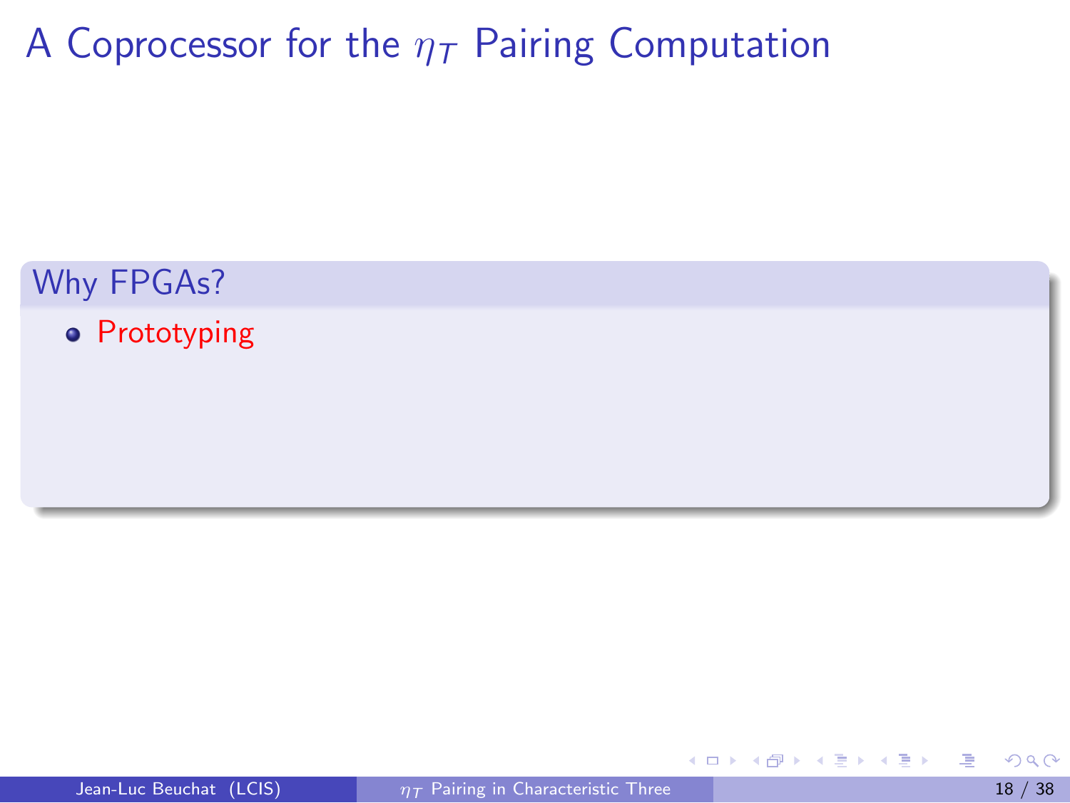# A Coprocessor for the $\eta_T$ Pairing Computation

### Why FPGAs?

- Prototyping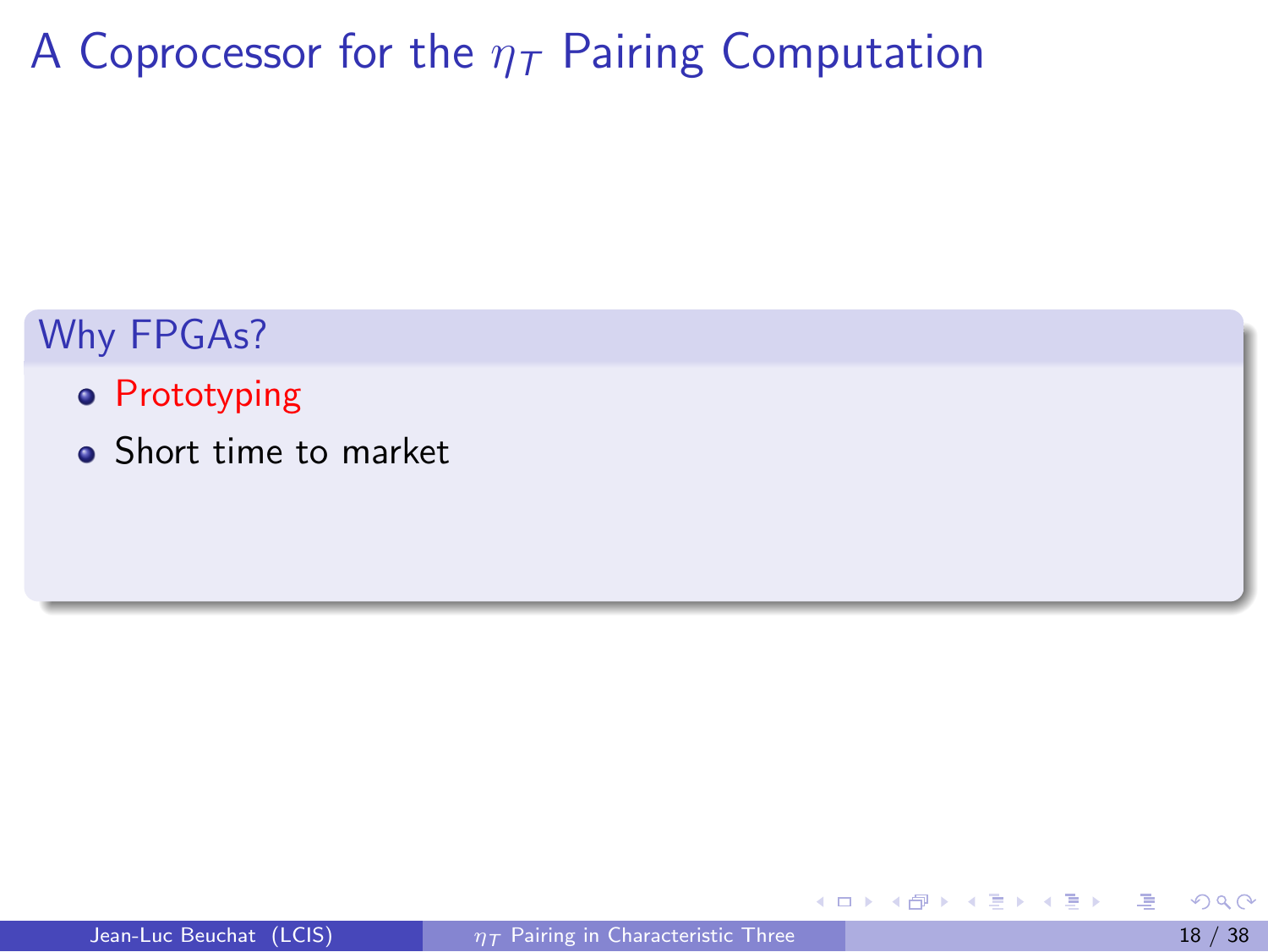# A Coprocessor for the $\eta_T$ Pairing Computation

## Why FPGAs?

- Prototyping
- Short time to market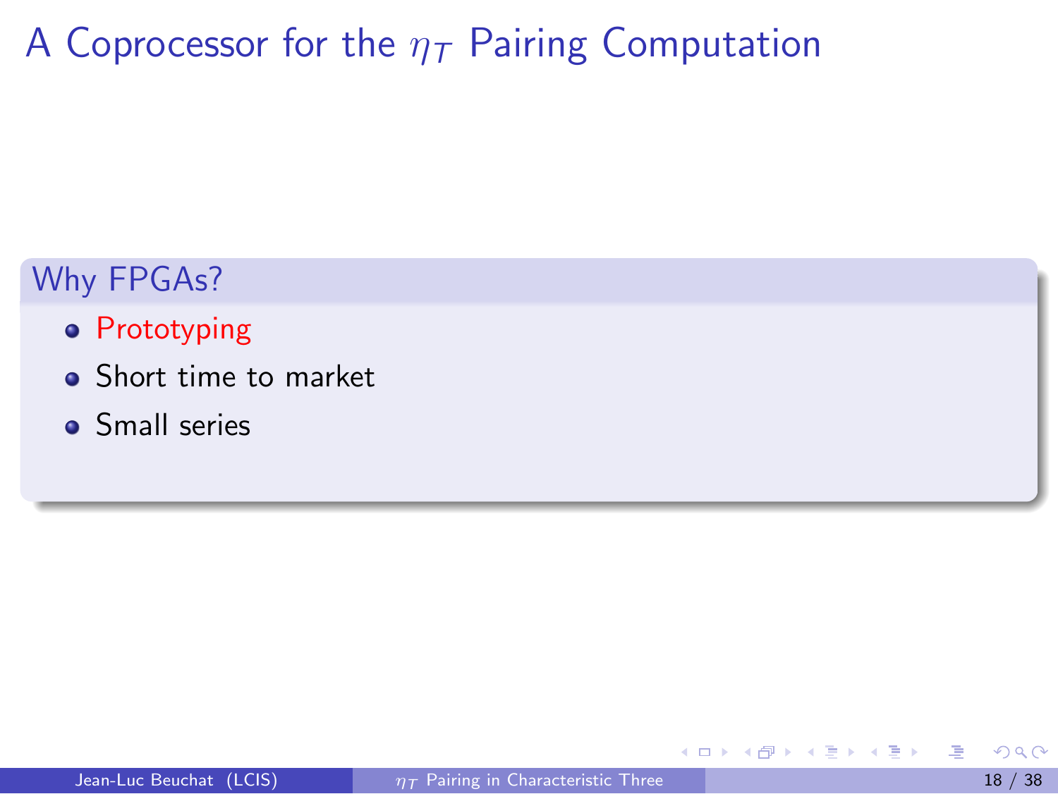# A Coprocessor for the $\eta_T$ Pairing Computation

## Why FPGAs?

- Prototyping
- Short time to market
- Small series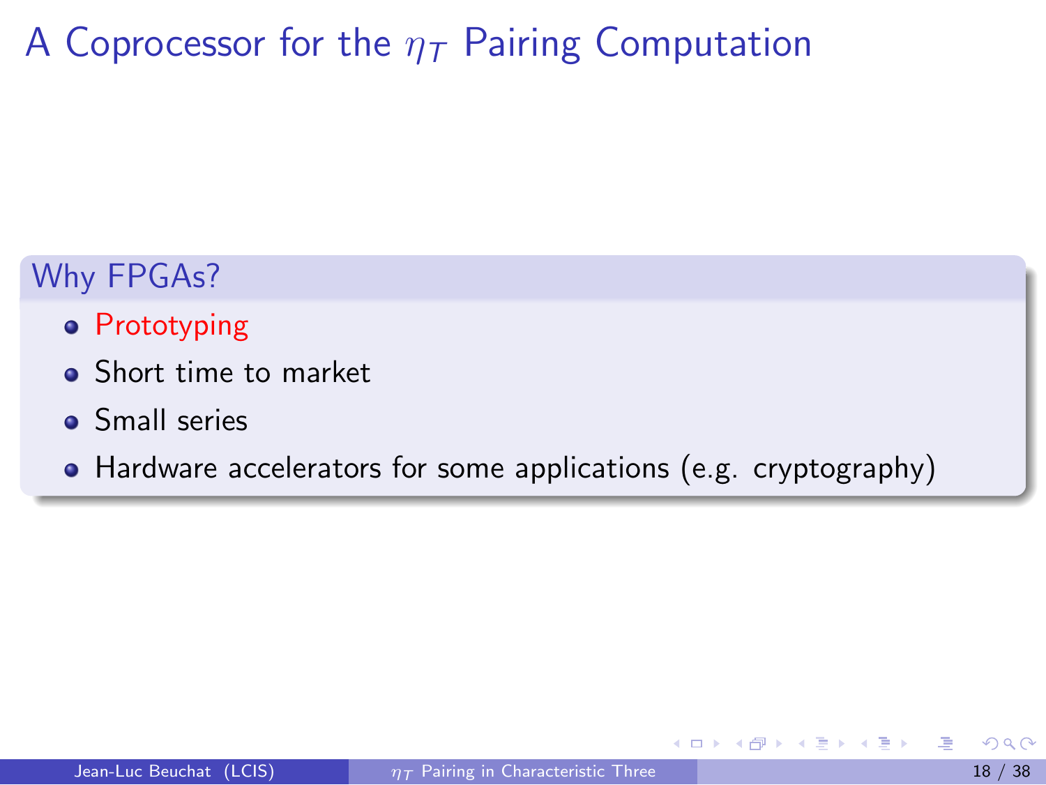# A Coprocessor for the $\eta_T$ Pairing Computation

### Why FPGAs?

- Prototyping
- Short time to market
- Small series
- Hardware accelerators for some applications (e.g. cryptography)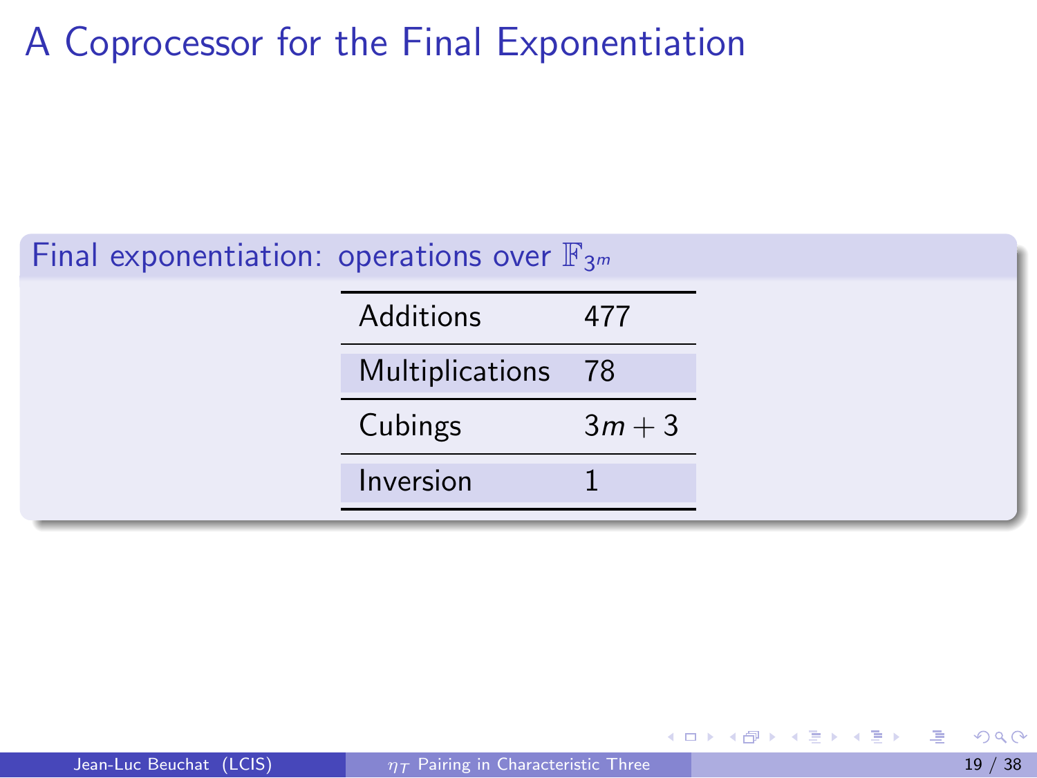# A Coprocessor for the Final Exponentiation

**Final exponentiation: operations over $\mathbb{F}_{3^m}$**

| | |
|---|---|
| Additions | 477 |
| Multiplications | 78 |
| Cubings | $3m + 3$ |
| Inversion | 1 |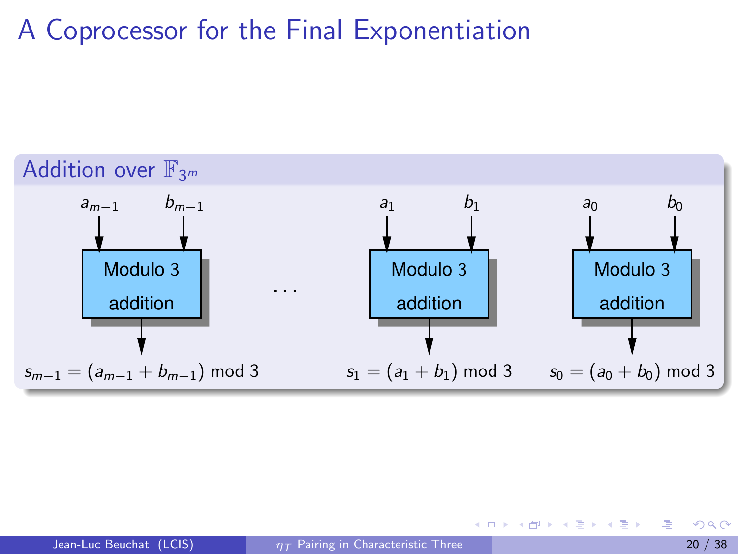# A Coprocessor for the Final Exponentiation

## Addition over $\mathbb{F}_{3^m}$

$a_{m-1}$ $b_{m-1}$ → Modulo 3 addition → $s_{m-1} = (a_{m-1} + b_{m-1}) \bmod 3$

...

$a_1$ $b_1$ → Modulo 3 addition → $s_1 = (a_1 + b_1) \bmod 3$

$a_0$ $b_0$ → Modulo 3 addition → $s_0 = (a_0 + b_0) \bmod 3$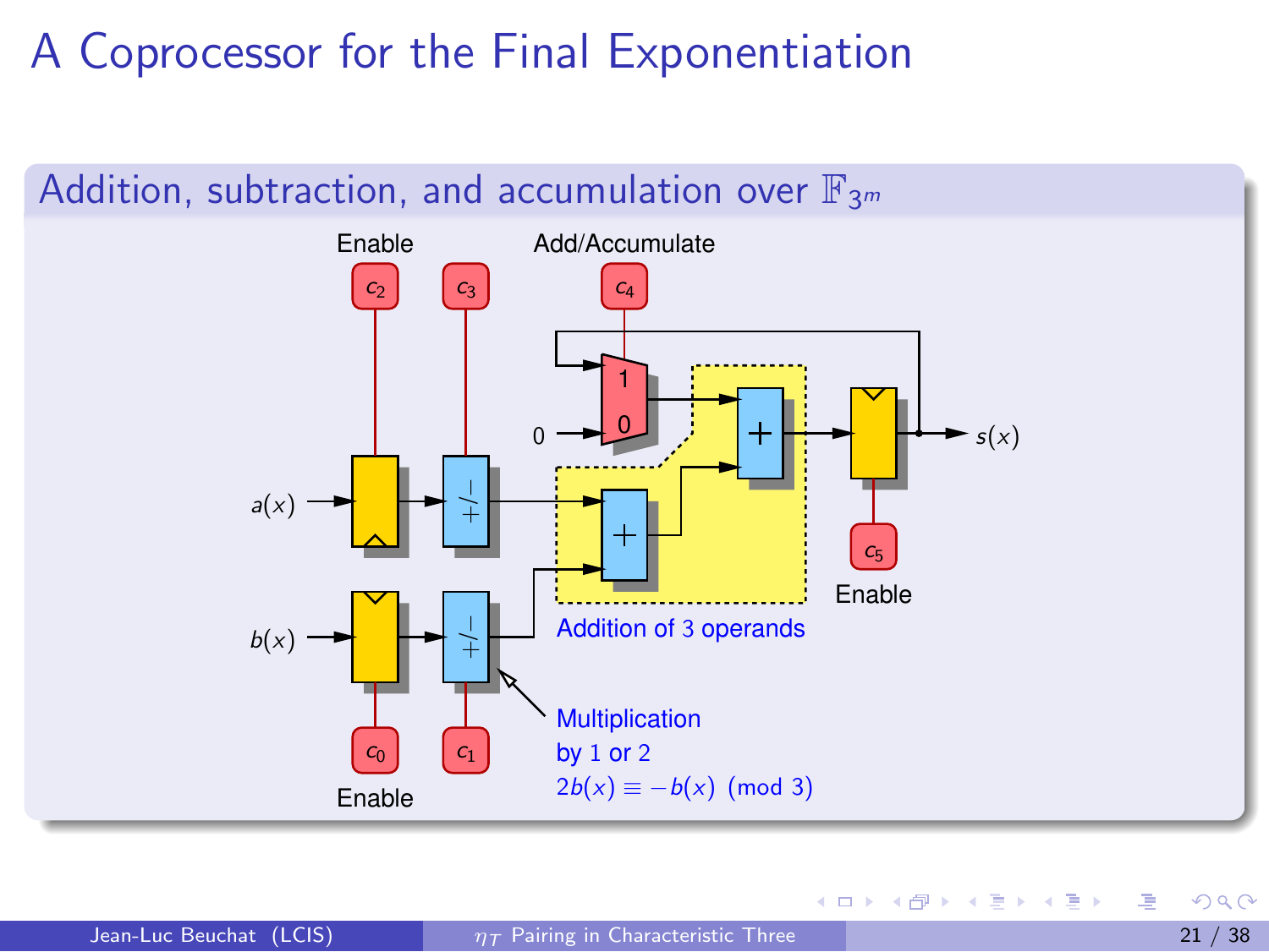# A Coprocessor for the Final Exponentiation

## Addition, subtraction, and accumulation over $\mathbb{F}_{3^m}$

Enable

Add/Accumulate

$c_2$ $c_3$ $c_4$

1

0

0

$s(x)$

$a(x)$

$b(x)$

$c_5$

Enable

Addition of 3 operands

$c_0$ $c_1$

Enable

Multiplication by 1 or 2

$2b(x) \equiv -b(x) \pmod 3$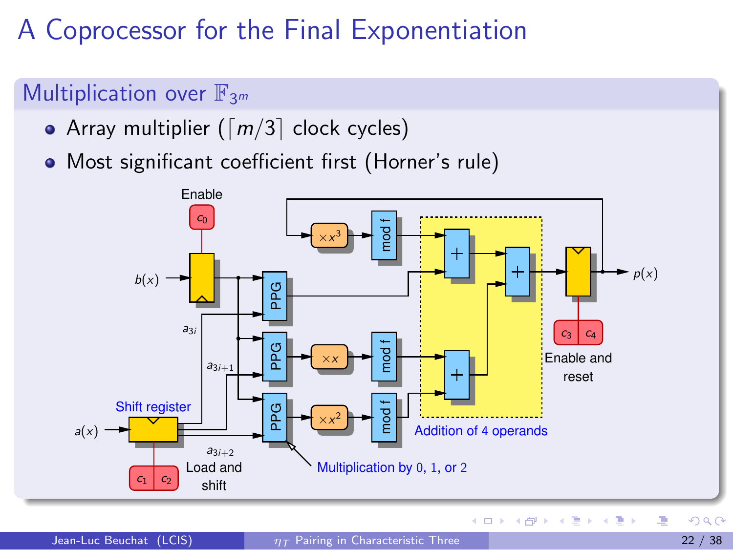# A Coprocessor for the Final Exponentiation

## Multiplication over $\mathbb{F}_{3^m}$

- Array multiplier ($\lceil m/3 \rceil$ clock cycles)
- Most significant coefficient first (Horner's rule)

Enable

$c_0$

$b(x)$

$a_{3i}$

$a_{3i+1}$

$a_{3i+2}$

Shift register

$a(x)$

$c_1$ $c_2$

Load and shift

PPG

PPG

PPG

$\times x^3$

$\times x$

$\times x^2$

mod f

mod f

mod f

Multiplication by 0, 1, or 2

Addition of 4 operands

$c_3$ $c_4$

Enable and reset

$p(x)$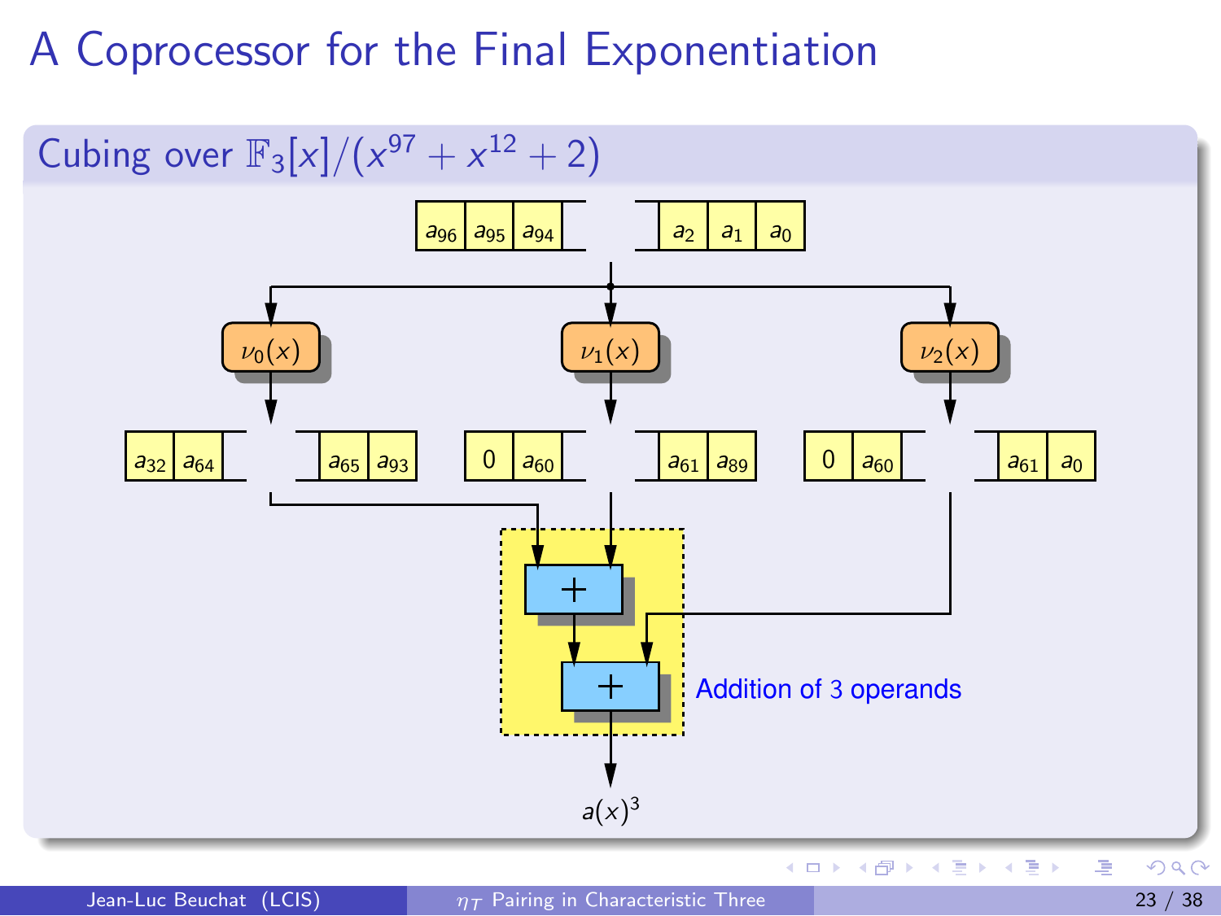# A Coprocessor for the Final Exponentiation

## Cubing over $\mathbb{F}_3[x]/(x^{97} + x^{12} + 2)$

$a_{96}$ $a_{95}$ $a_{94}$ ... $a_2$ $a_1$ $a_0$

$\nu_0(x)$ $\nu_1(x)$ $\nu_2(x)$

$a_{32}$ $a_{64}$ ... $a_{65}$ $a_{93}$

$0$ $a_{60}$ ... $a_{61}$ $a_{89}$

$0$ $a_{60}$ ... $a_{61}$ $a_0$

$+$

$+$

Addition of 3 operands

$a(x)^3$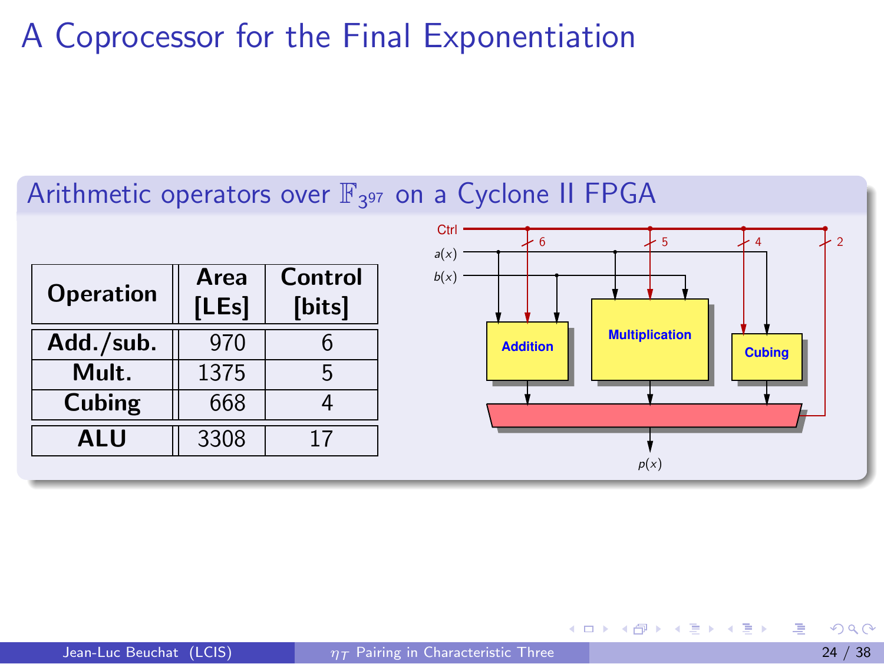# A Coprocessor for the Final Exponentiation

## Arithmetic operators over $\mathbb{F}_{3^{97}}$ on a Cyclone II FPGA

| Operation | Area [LEs] | Control [bits] |
|---|---|---|
| Add./sub. | 970 | 6 |
| Mult. | 1375 | 5 |
| Cubing | 668 | 4 |
| ALU | 3308 | 17 |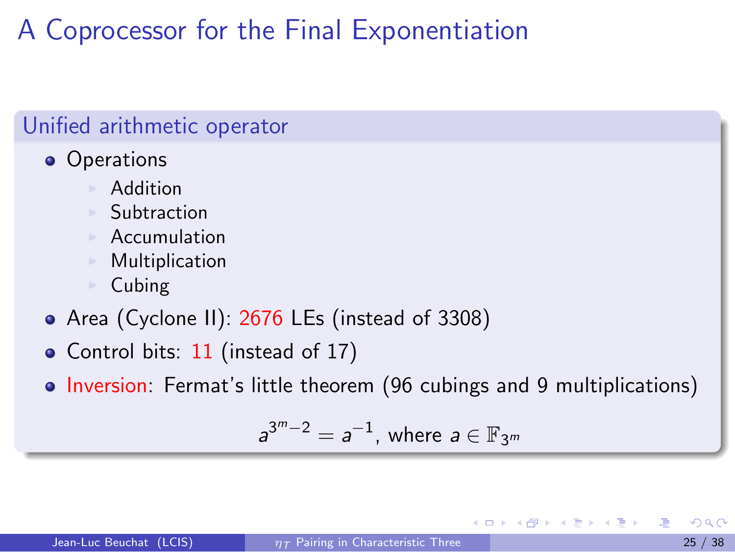# A Coprocessor for the Final Exponentiation

## Unified arithmetic operator

- Operations
  - Addition
  - Subtraction
  - Accumulation
  - Multiplication
  - Cubing
- Area (Cyclone II): 2676 LEs (instead of 3308)
- Control bits: 11 (instead of 17)
- Inversion: Fermat's little theorem (96 cubings and 9 multiplications)

$$a^{3^m-2} = a^{-1}, \text{ where } a \in \mathbb{F}_{3^m}$$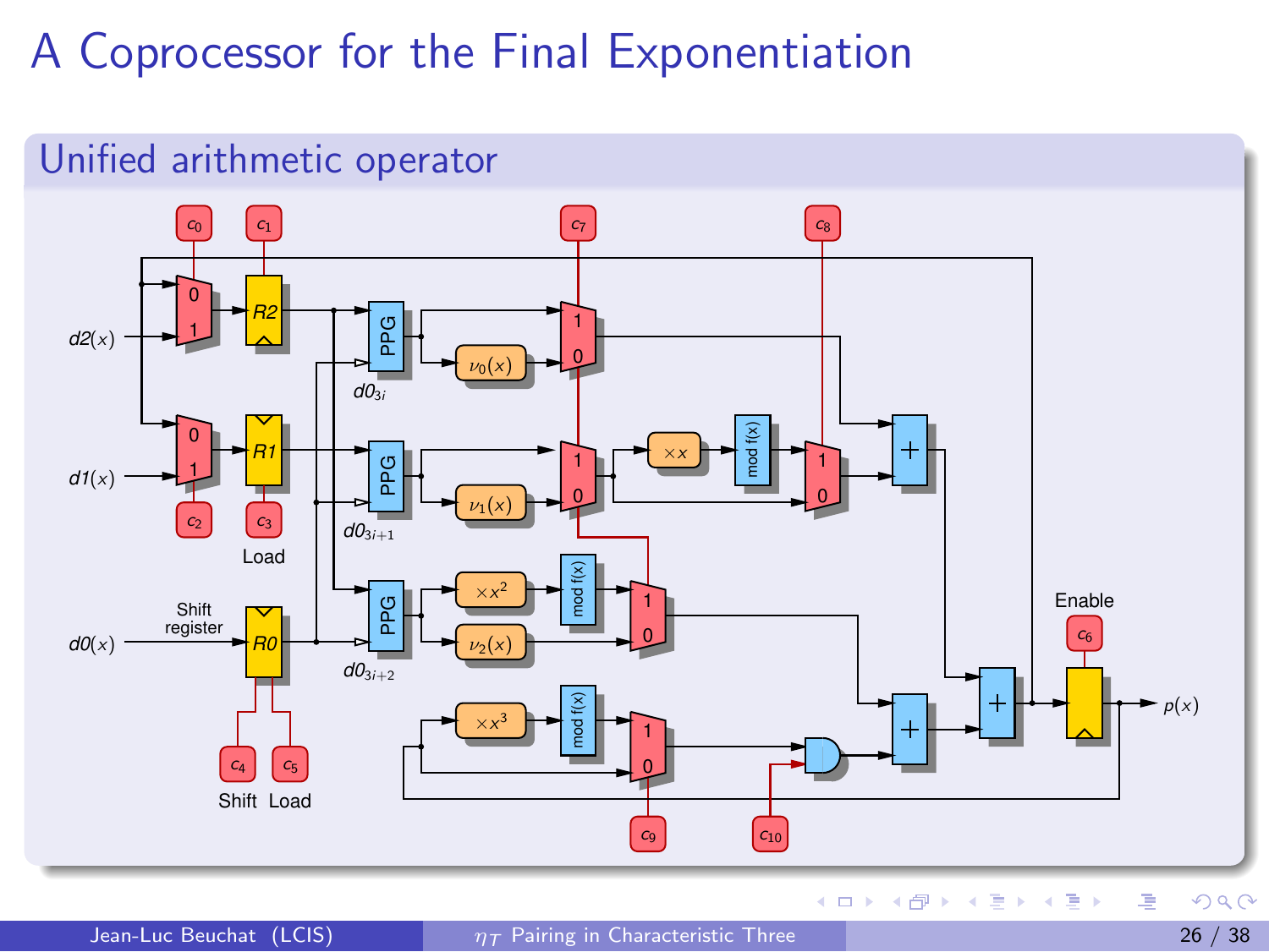# A Coprocessor for the Final Exponentiation

## Unified arithmetic operator

$c_0$ $c_1$ $c_7$ $c_8$

$d2(x)$ $R2$ PPG $d0_{3i}$ $\nu_0(x)$

$d1(x)$ $R1$ PPG $d0_{3i+1}$ $\nu_1(x)$ $\times x$ mod f(x)

$c_2$ $c_3$ Load

Shift register $d0(x)$ $R0$ PPG $d0_{3i+2}$ $\times x^2$ mod f(x) $\nu_2(x)$

Enable $c_6$ $p(x)$

$\times x^3$ mod f(x)

$c_4$ $c_5$ Shift Load $c_9$ $c_{10}$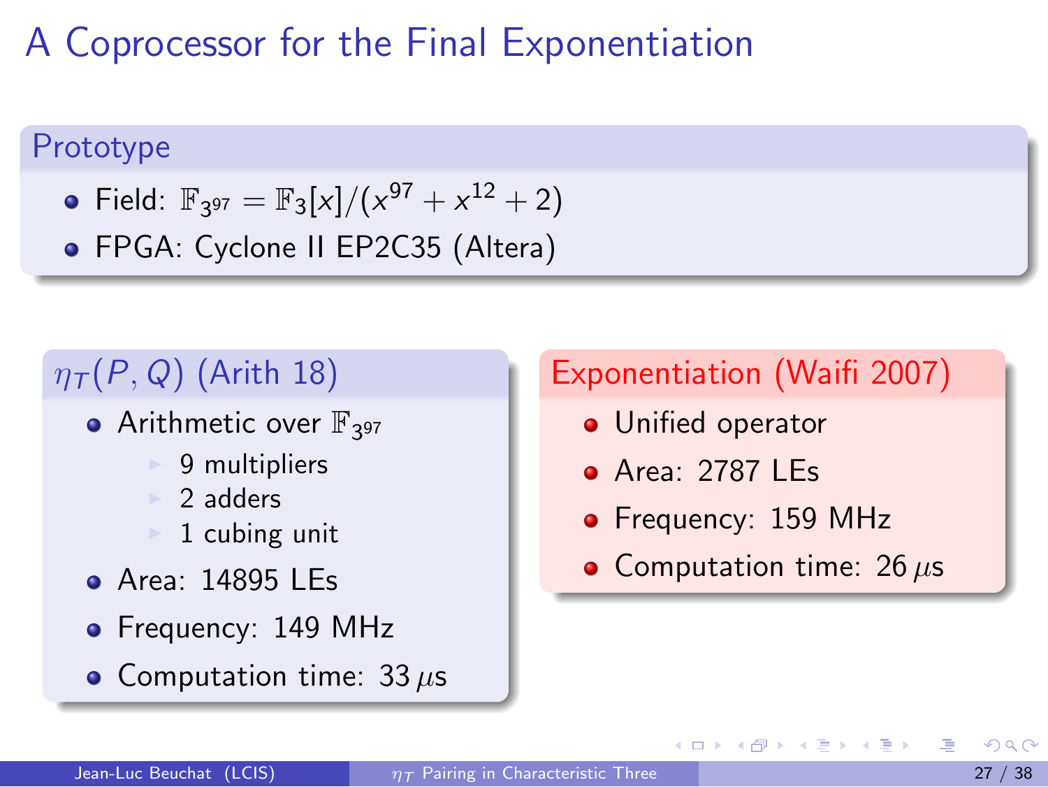# A Coprocessor for the Final Exponentiation

## Prototype

- Field: $\mathbb{F}_{3^{97}} = \mathbb{F}_3[x]/(x^{97} + x^{12} + 2)$
- FPGA: Cyclone II EP2C35 (Altera)

## $\eta_T(P, Q)$ (Arith 18)

- Arithmetic over $\mathbb{F}_{3^{97}}$
  - 9 multipliers
  - 2 adders
  - 1 cubing unit
- Area: 14895 LEs
- Frequency: 149 MHz
- Computation time: 33 $\mu$s

## Exponentiation (Waifi 2007)

- Unified operator
- Area: 2787 LEs
- Frequency: 159 MHz
- Computation time: 26 $\mu$s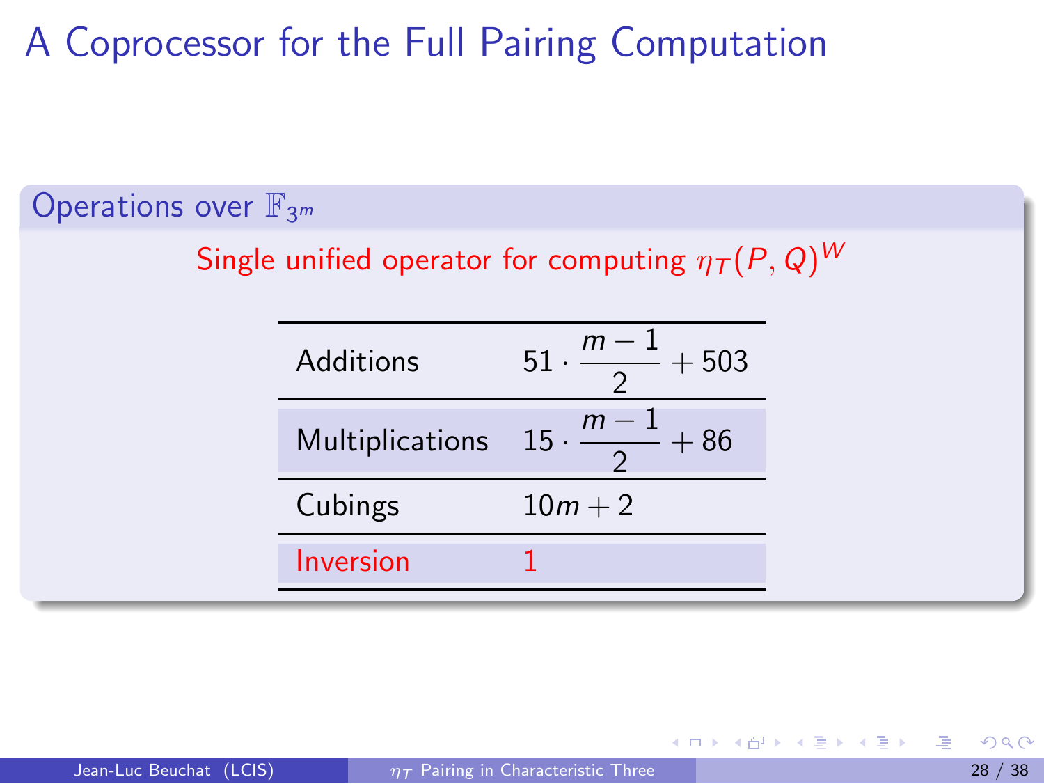# A Coprocessor for the Full Pairing Computation

## Operations over $\mathbb{F}_{3^m}$

Single unified operator for computing $\eta_T(P, Q)^W$

| | |
|---|---|
| Additions | $51 \cdot \frac{m-1}{2} + 503$ |
| Multiplications | $15 \cdot \frac{m-1}{2} + 86$ |
| Cubings | $10m + 2$ |
| Inversion | 1 |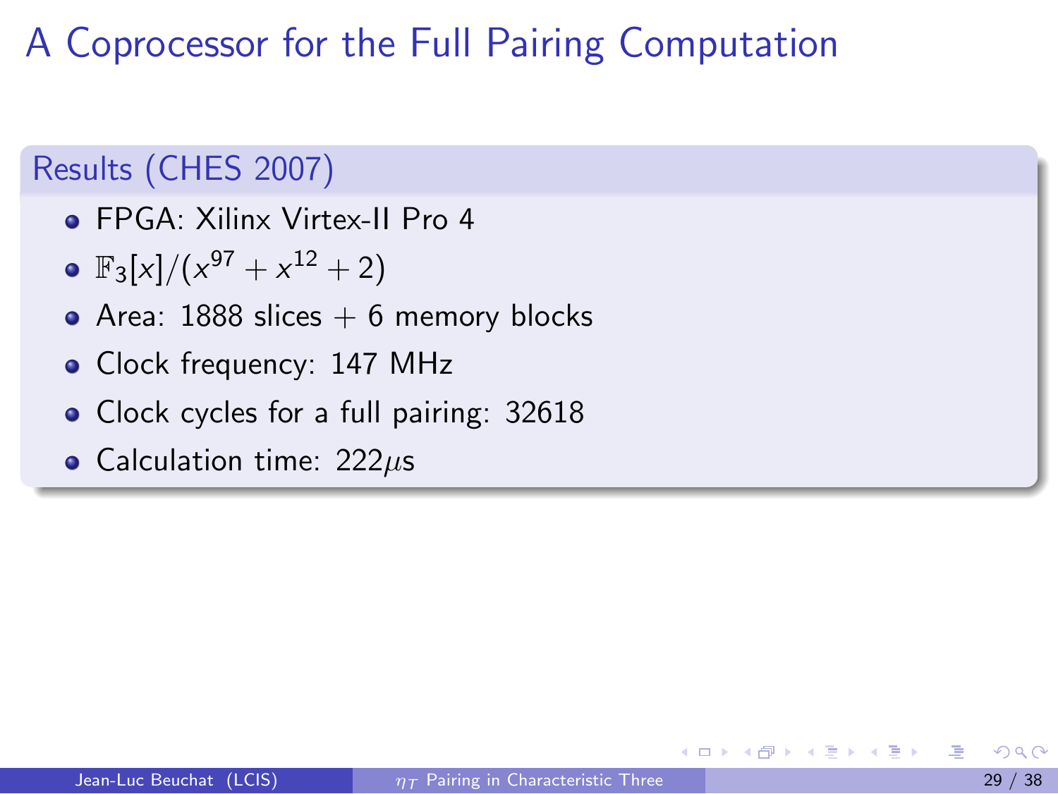# A Coprocessor for the Full Pairing Computation

## Results (CHES 2007)

- FPGA: Xilinx Virtex-II Pro 4
- $\mathbb{F}_3[x]/(x^{97} + x^{12} + 2)$
- Area: 1888 slices + 6 memory blocks
- Clock frequency: 147 MHz
- Clock cycles for a full pairing: 32618
- Calculation time: $222\mu$s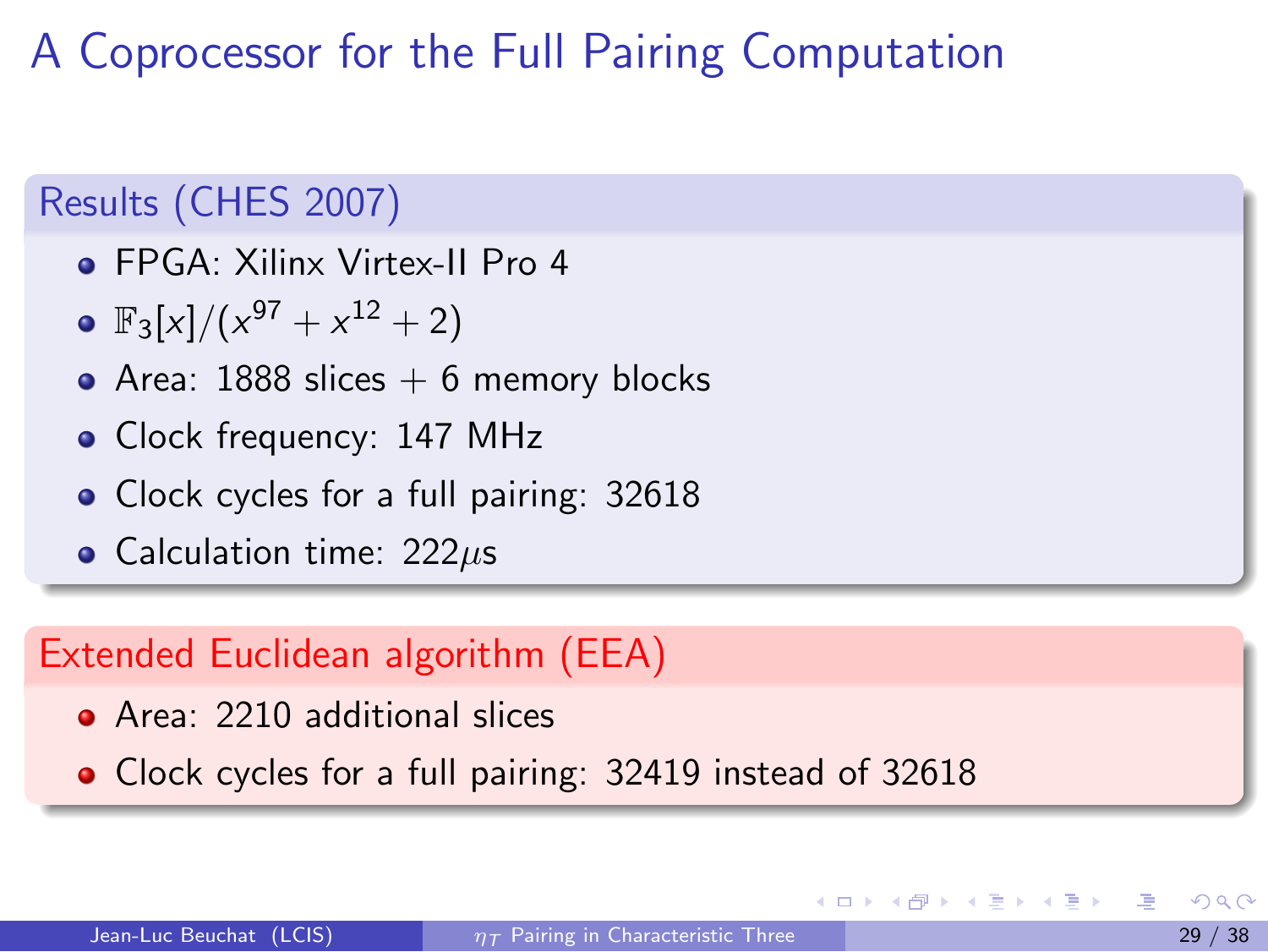# A Coprocessor for the Full Pairing Computation

## Results (CHES 2007)

- FPGA: Xilinx Virtex-II Pro 4
- $\mathbb{F}_3[x]/(x^{97} + x^{12} + 2)$
- Area: 1888 slices + 6 memory blocks
- Clock frequency: 147 MHz
- Clock cycles for a full pairing: 32618
- Calculation time: $222\mu$s

## Extended Euclidean algorithm (EEA)

- Area: 2210 additional slices
- Clock cycles for a full pairing: 32419 instead of 32618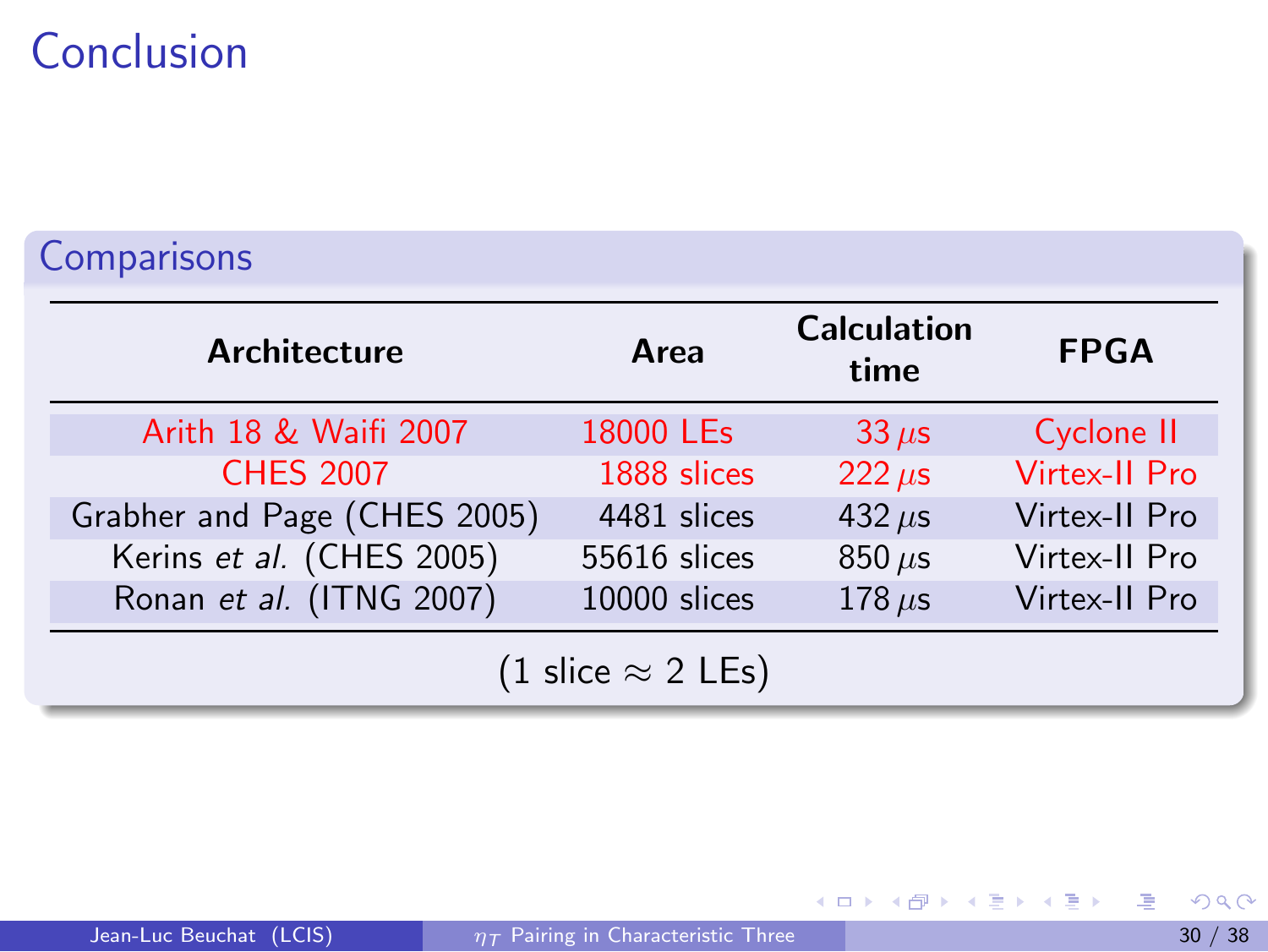# Conclusion

## Comparisons

| Architecture | Area | Calculation time | FPGA |
|---|---|---|---|
| Arith 18 & Waifi 2007 | 18000 LEs | 33 $\mu$s | Cyclone II |
| CHES 2007 | 1888 slices | 222 $\mu$s | Virtex-II Pro |
| Grabher and Page (CHES 2005) | 4481 slices | 432 $\mu$s | Virtex-II Pro |
| Kerins *et al.* (CHES 2005) | 55616 slices | 850 $\mu$s | Virtex-II Pro |
| Ronan *et al.* (ITNG 2007) | 10000 slices | 178 $\mu$s | Virtex-II Pro |

(1 slice $\approx$ 2 LEs)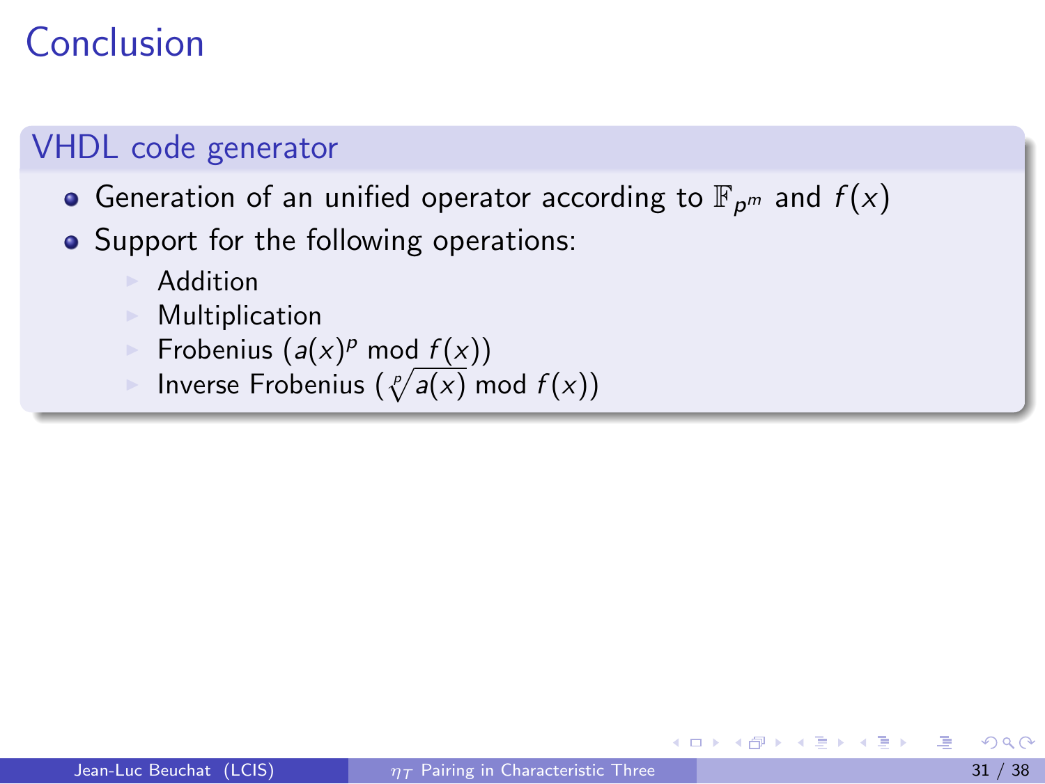# Conclusion

## VHDL code generator

- Generation of an unified operator according to $\mathbb{F}_{p^m}$ and $f(x)$
- Support for the following operations:
  - Addition
  - Multiplication
  - Frobenius ($a(x)^p$ mod $f(x)$)
  - Inverse Frobenius ($\sqrt[p]{a(x)}$ mod $f(x)$)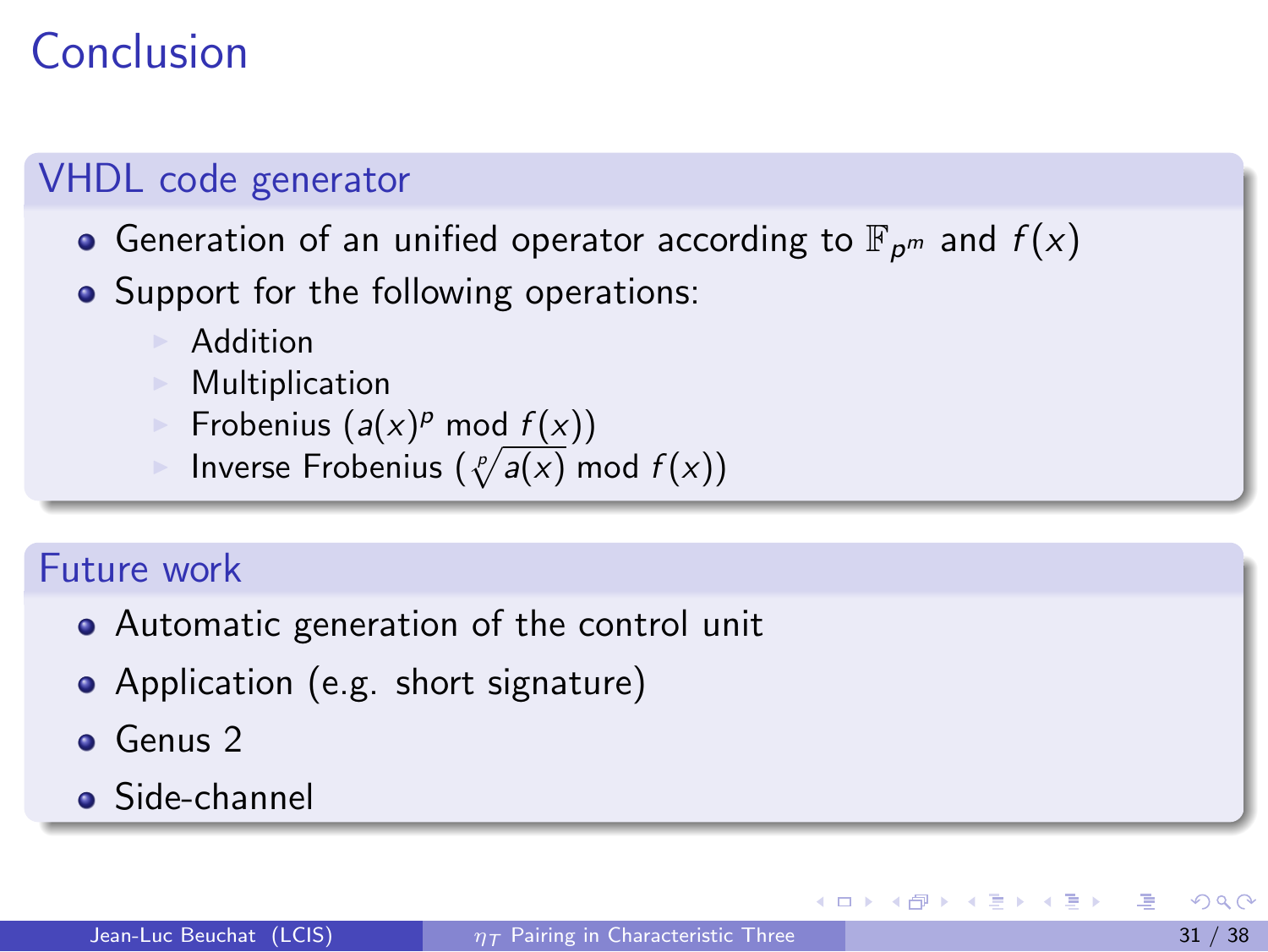# Conclusion

## VHDL code generator

- Generation of an unified operator according to $\mathbb{F}_{p^m}$ and $f(x)$
- Support for the following operations:
  - Addition
  - Multiplication
  - Frobenius ($a(x)^p \bmod f(x)$)
  - Inverse Frobenius ($\sqrt[p]{a(x)} \bmod f(x)$)

## Future work

- Automatic generation of the control unit
- Application (e.g. short signature)
- Genus 2
- Side-channel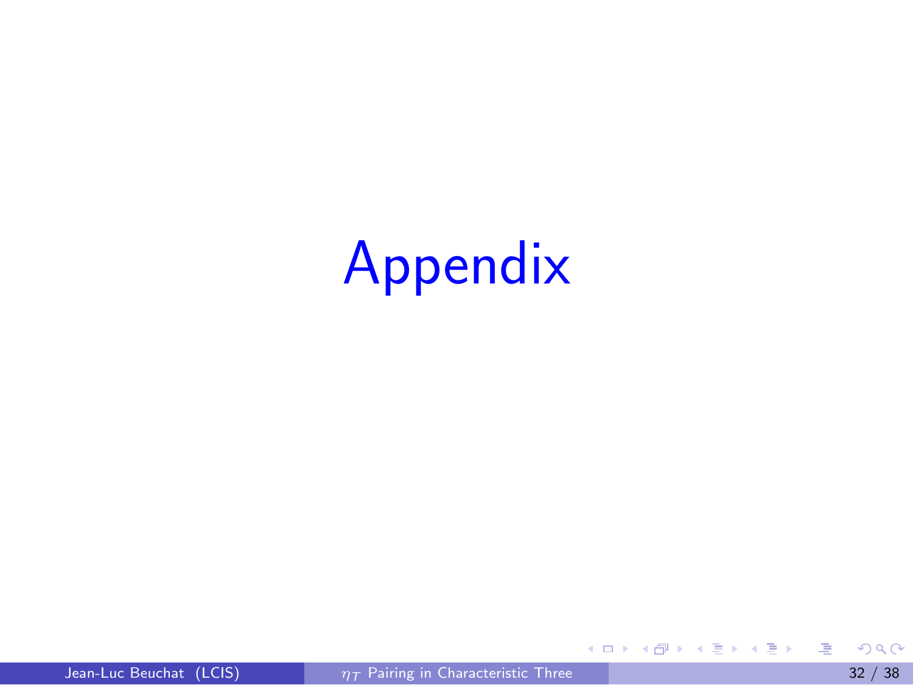# Appendix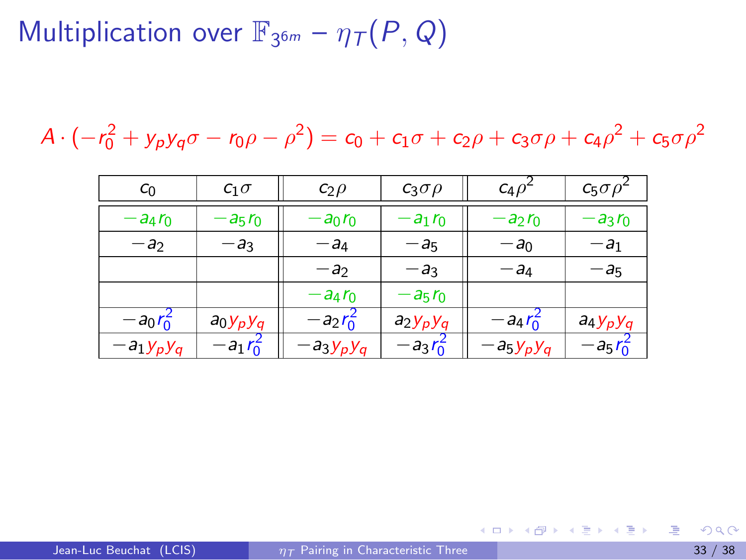# Multiplication over $\mathbb{F}_{3^{6m}}$ – $\eta_T(P, Q)$

$$A \cdot (-r_0^2 + y_p y_q \sigma - r_0 \rho - \rho^2) = c_0 + c_1\sigma + c_2\rho + c_3\sigma\rho + c_4\rho^2 + c_5\sigma\rho^2$$

| $c_0$ | $c_1\sigma$ | $c_2\rho$ | $c_3\sigma\rho$ | $c_4\rho^2$ | $c_5\sigma\rho^2$ |
|---|---|---|---|---|---|
| $-a_4 r_0$ | $-a_5 r_0$ | $-a_0 r_0$ | $-a_1 r_0$ | $-a_2 r_0$ | $-a_3 r_0$ |
| $-a_2$ | $-a_3$ | $-a_4$ | $-a_5$ | $-a_0$ | $-a_1$ |
| | | $-a_2$ | $-a_3$ | $-a_4$ | $-a_5$ |
| | | $-a_4 r_0$ | $-a_5 r_0$ | | |
| $-a_0 r_0^2$ | $a_0 y_p y_q$ | $-a_2 r_0^2$ | $a_2 y_p y_q$ | $-a_4 r_0^2$ | $a_4 y_p y_q$ |
| $-a_1 y_p y_q$ | $-a_1 r_0^2$ | $-a_3 y_p y_q$ | $-a_3 r_0^2$ | $-a_5 y_p y_q$ | $-a_5 r_0^2$ |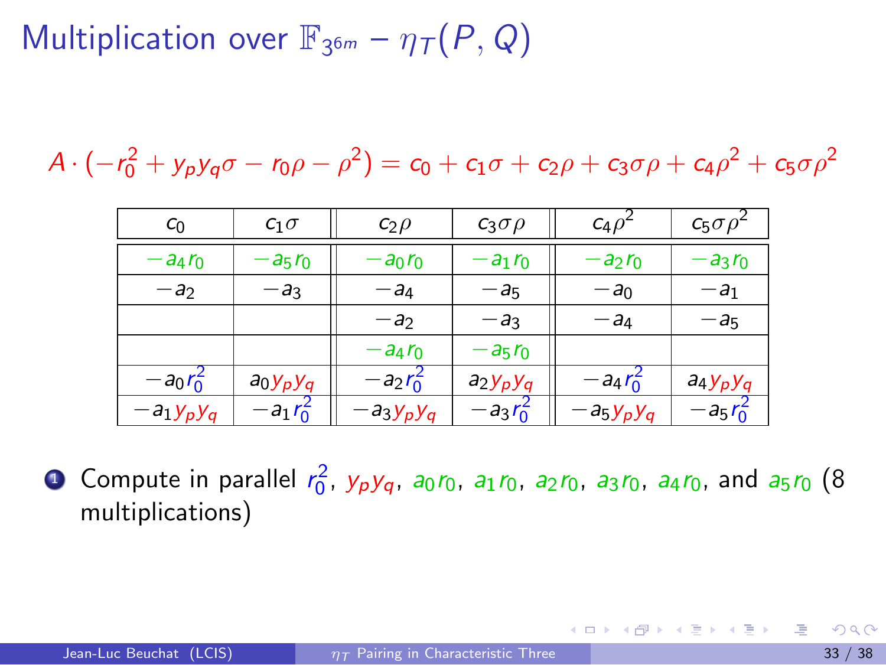# Multiplication over $\mathbb{F}_{3^{6m}}$ – $\eta_T(P, Q)$

$$A \cdot (-r_0^2 + y_p y_q \sigma - r_0 \rho - \rho^2) = c_0 + c_1\sigma + c_2\rho + c_3\sigma\rho + c_4\rho^2 + c_5\sigma\rho^2$$

| $c_0$ | $c_1\sigma$ | $c_2\rho$ | $c_3\sigma\rho$ | $c_4\rho^2$ | $c_5\sigma\rho^2$ |
|---|---|---|---|---|---|
| $-a_4 r_0$ | $-a_5 r_0$ | $-a_0 r_0$ | $-a_1 r_0$ | $-a_2 r_0$ | $-a_3 r_0$ |
| $-a_2$ | $-a_3$ | $-a_4$ | $-a_5$ | $-a_0$ | $-a_1$ |
| | | $-a_2$ | $-a_3$ | $-a_4$ | $-a_5$ |
| | | $-a_4 r_0$ | $-a_5 r_0$ | | |
| $-a_0 r_0^2$ | $a_0 y_p y_q$ | $-a_2 r_0^2$ | $a_2 y_p y_q$ | $-a_4 r_0^2$ | $a_4 y_p y_q$ |
| $-a_1 y_p y_q$ | $-a_1 r_0^2$ | $-a_3 y_p y_q$ | $-a_3 r_0^2$ | $-a_5 y_p y_q$ | $-a_5 r_0^2$ |

1. Compute in parallel $r_0^2$, $y_p y_q$, $a_0 r_0$, $a_1 r_0$, $a_2 r_0$, $a_3 r_0$, $a_4 r_0$, and $a_5 r_0$ (8 multiplications)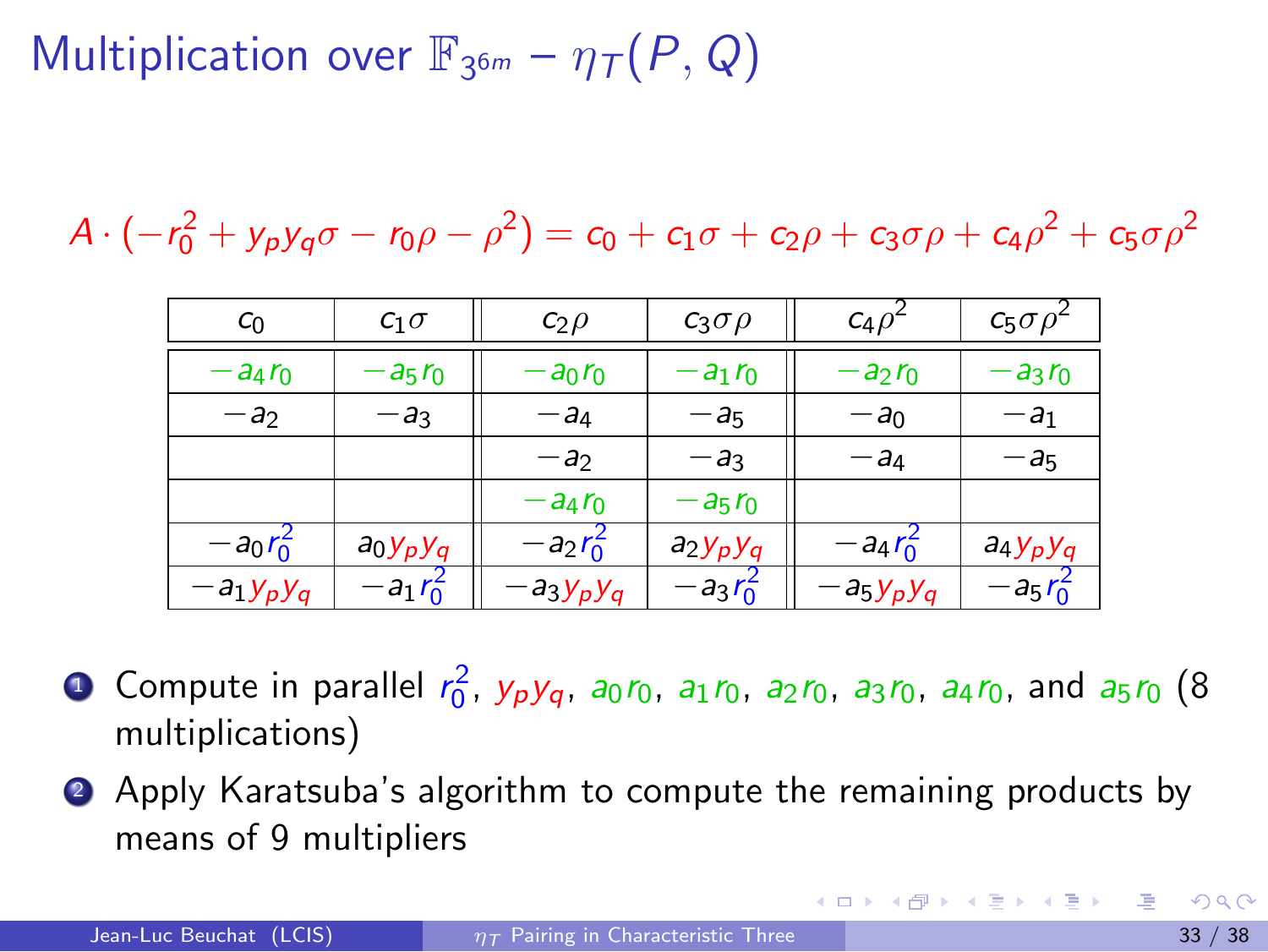# Multiplication over $\mathbb{F}_{3^{6m}}$ – $\eta_T(P, Q)$

$$A \cdot (-r_0^2 + y_p y_q \sigma - r_0 \rho - \rho^2) = c_0 + c_1 \sigma + c_2 \rho + c_3 \sigma \rho + c_4 \rho^2 + c_5 \sigma \rho^2$$

| $c_0$ | $c_1 \sigma$ | $c_2 \rho$ | $c_3 \sigma \rho$ | $c_4 \rho^2$ | $c_5 \sigma \rho^2$ |
|---|---|---|---|---|---|
| $-a_4 r_0$ | $-a_5 r_0$ | $-a_0 r_0$ | $-a_1 r_0$ | $-a_2 r_0$ | $-a_3 r_0$ |
| $-a_2$ | $-a_3$ | $-a_4$ | $-a_5$ | $-a_0$ | $-a_1$ |
| | | $-a_2$ | $-a_3$ | $-a_4$ | $-a_5$ |
| | | $-a_4 r_0$ | $-a_5 r_0$ | | |
| $-a_0 r_0^2$ | $a_0 y_p y_q$ | $-a_2 r_0^2$ | $a_2 y_p y_q$ | $-a_4 r_0^2$ | $a_4 y_p y_q$ |
| $-a_1 y_p y_q$ | $-a_1 r_0^2$ | $-a_3 y_p y_q$ | $-a_3 r_0^2$ | $-a_5 y_p y_q$ | $-a_5 r_0^2$ |

1. Compute in parallel $r_0^2$, $y_p y_q$, $a_0 r_0$, $a_1 r_0$, $a_2 r_0$, $a_3 r_0$, $a_4 r_0$, and $a_5 r_0$ (8 multiplications)
2. Apply Karatsuba's algorithm to compute the remaining products by means of 9 multipliers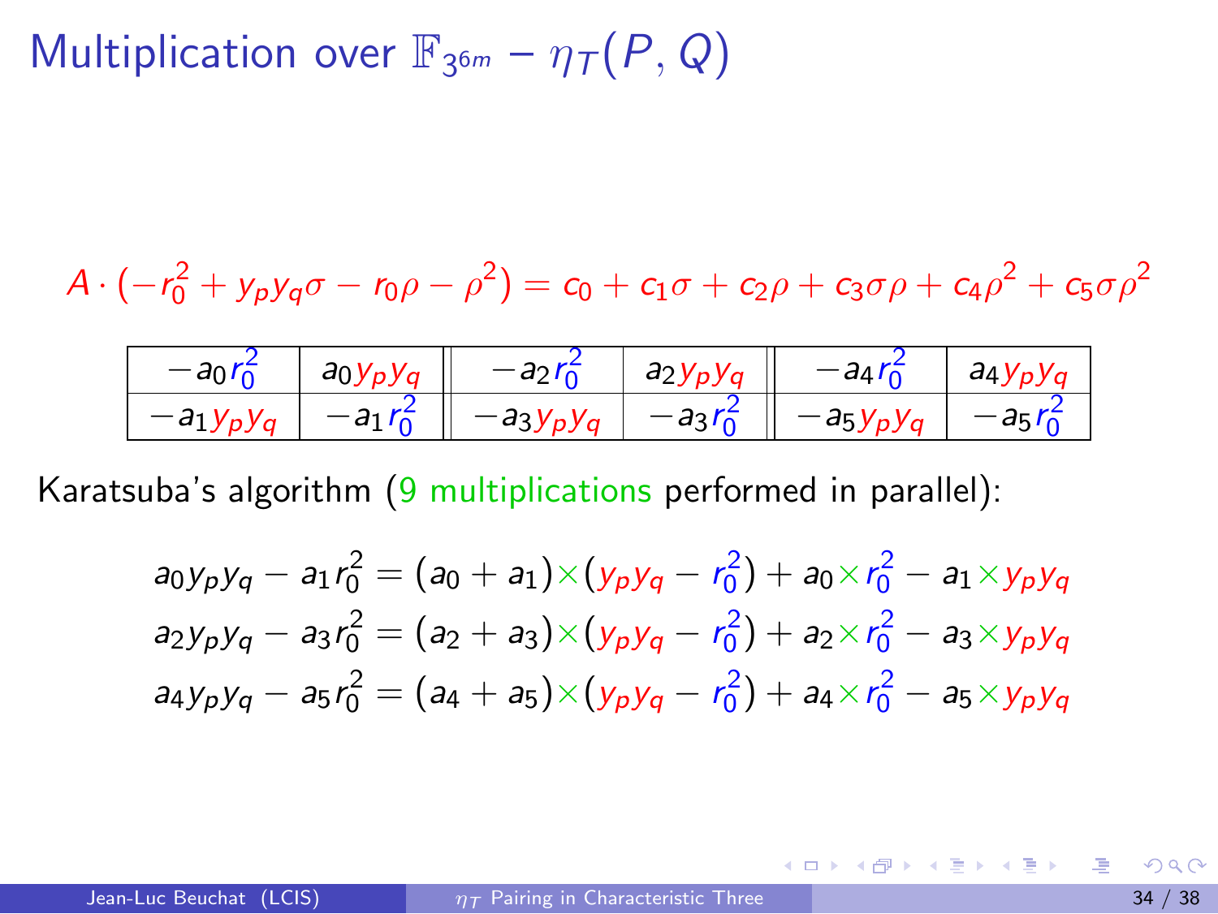# Multiplication over $\mathbb{F}_{3^{6m}}$ – $\eta_T(P, Q)$

$$A \cdot (-r_0^2 + y_p y_q \sigma - r_0 \rho - \rho^2) = c_0 + c_1 \sigma + c_2 \rho + c_3 \sigma \rho + c_4 \rho^2 + c_5 \sigma \rho^2$$

| | | | | | |
|---|---|---|---|---|---|
| $-a_0 r_0^2$ | $a_0 y_p y_q$ | $-a_2 r_0^2$ | $a_2 y_p y_q$ | $-a_4 r_0^2$ | $a_4 y_p y_q$ |
| $-a_1 y_p y_q$ | $-a_1 r_0^2$ | $-a_3 y_p y_q$ | $-a_3 r_0^2$ | $-a_5 y_p y_q$ | $-a_5 r_0^2$ |

Karatsuba's algorithm (9 multiplications performed in parallel):

$$a_0 y_p y_q - a_1 r_0^2 = (a_0 + a_1) \times (y_p y_q - r_0^2) + a_0 \times r_0^2 - a_1 \times y_p y_q$$
$$a_2 y_p y_q - a_3 r_0^2 = (a_2 + a_3) \times (y_p y_q - r_0^2) + a_2 \times r_0^2 - a_3 \times y_p y_q$$
$$a_4 y_p y_q - a_5 r_0^2 = (a_4 + a_5) \times (y_p y_q - r_0^2) + a_4 \times r_0^2 - a_5 \times y_p y_q$$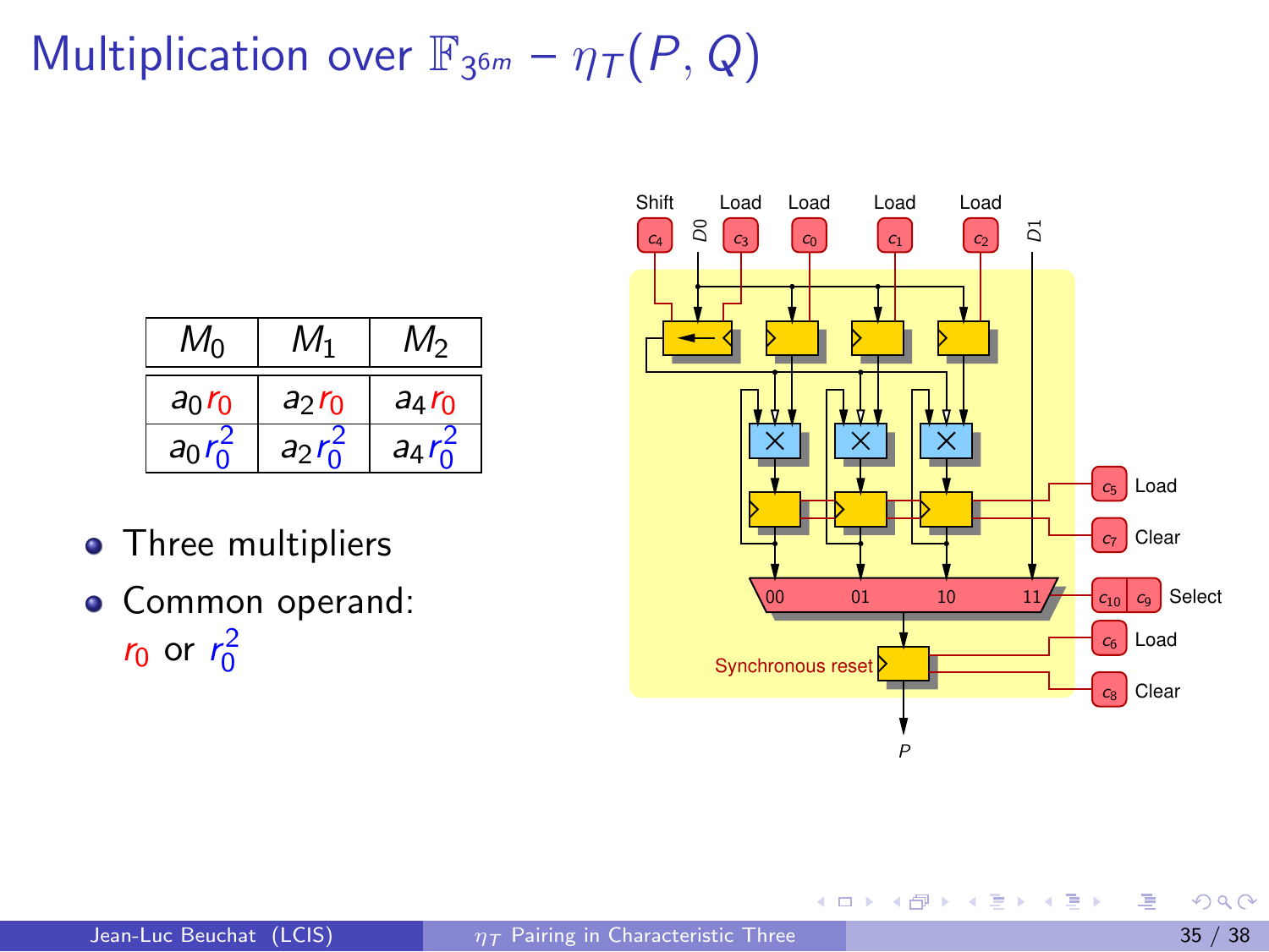# Multiplication over $\mathbb{F}_{3^{6m}}$ – $\eta_T(P, Q)$

| $M_0$ | $M_1$ | $M_2$ |
|---|---|---|
| $a_0 r_0$ | $a_2 r_0$ | $a_4 r_0$ |
| $a_0 r_0^2$ | $a_2 r_0^2$ | $a_4 r_0^2$ |

- Three multipliers
- Common operand: $r_0$ or $r_0^2$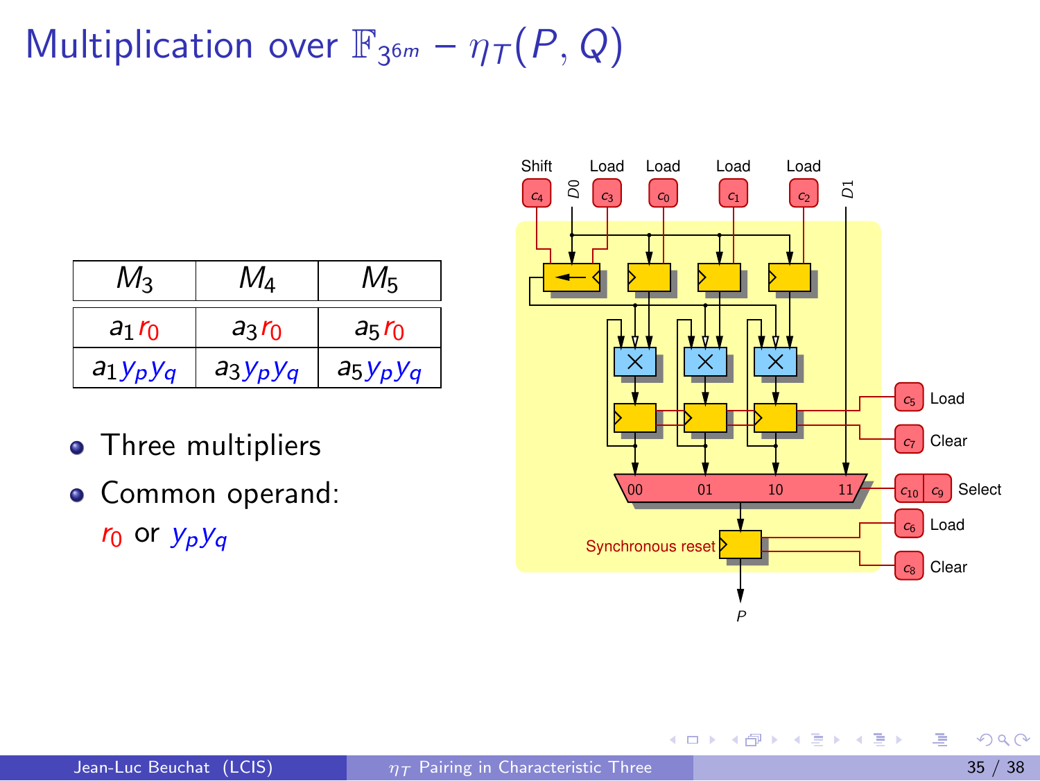# Multiplication over $\mathbb{F}_{3^{6m}}$ – $\eta_T(P, Q)$

| $M_3$ | $M_4$ | $M_5$ |
|---|---|---|
| $a_1 r_0$ | $a_3 r_0$ | $a_5 r_0$ |
| $a_1 y_p y_q$ | $a_3 y_p y_q$ | $a_5 y_p y_q$ |

- Three multipliers
- Common operand: $r_0$ or $y_p y_q$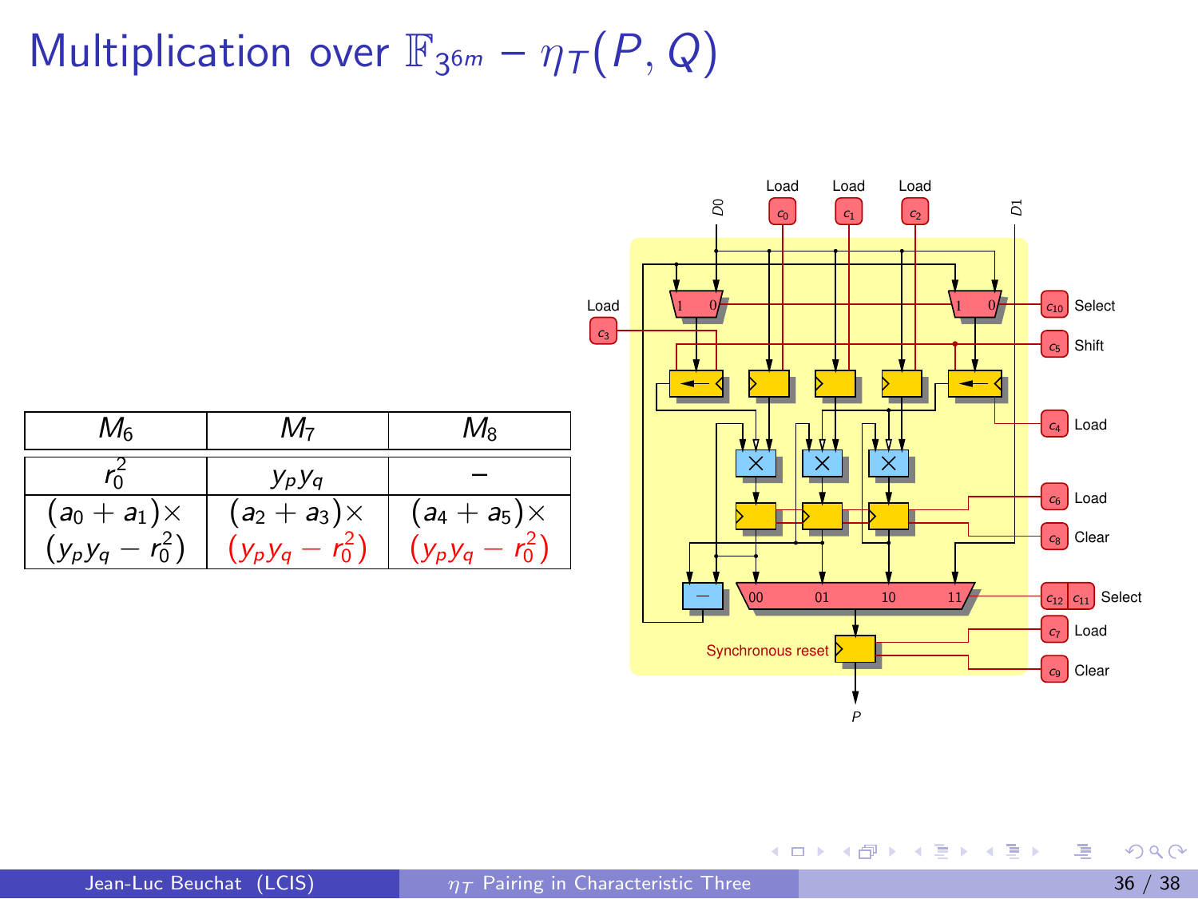# Multiplication over $\mathbb{F}_{3^{6m}}$ – $\eta_T(P, Q)$

| $M_6$ | $M_7$ | $M_8$ |
|---|---|---|
| $r_0^2$ | $y_p y_q$ | – |
| $(a_0 + a_1)\times$ $(y_p y_q - r_0^2)$ | $(a_2 + a_3)\times$ $(y_p y_q - r_0^2)$ | $(a_4 + a_5)\times$ $(y_p y_q - r_0^2)$ |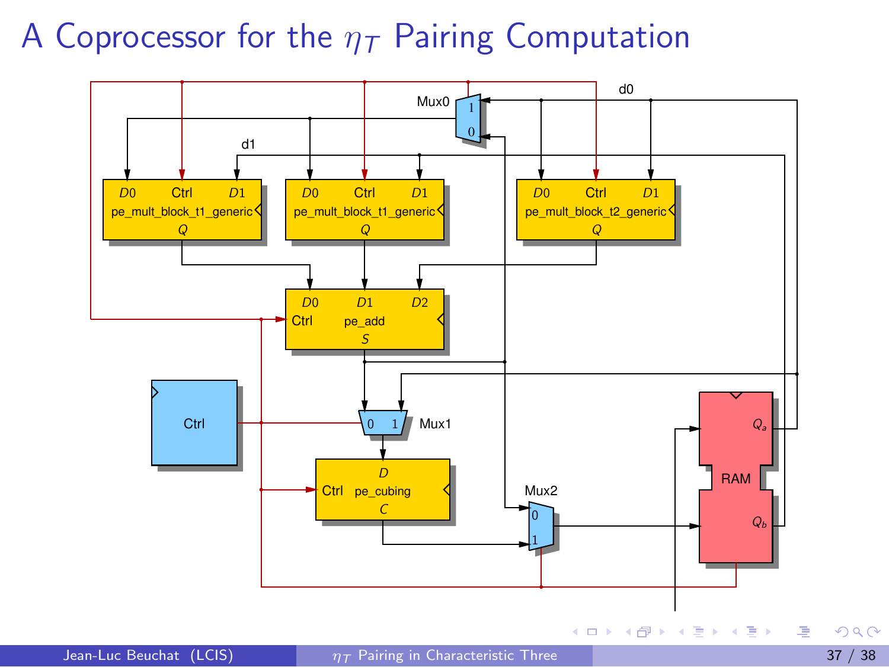# A Coprocessor for the $\eta_T$ Pairing Computation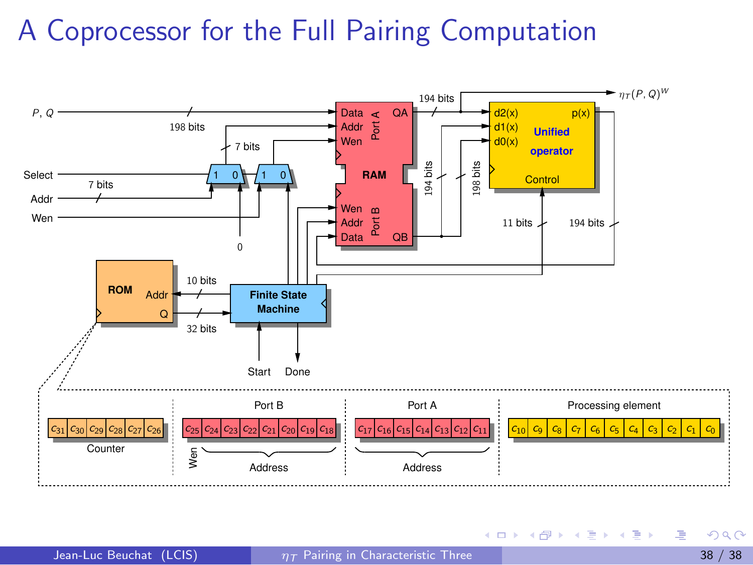# A Coprocessor for the Full Pairing Computation

$P, Q$

198 bits

7 bits

Select

Addr

Wen

7 bits

0

Data

Addr

Wen

Port A

QA

RAM

Wen

Addr

Data

Port B

QB

194 bits

$\eta_T(P,Q)^W$

d2(x)

d1(x)

d0(x)

p(x)

**Unified operator**

Control

194 bits

198 bits

11 bits

194 bits

**ROM**

Addr

Q

10 bits

32 bits

**Finite State Machine**

Start

Done

$c_{31}$ $c_{30}$ $c_{29}$ $c_{28}$ $c_{27}$ $c_{26}$

Counter

Port B

$c_{25}$ $c_{24}$ $c_{23}$ $c_{22}$ $c_{21}$ $c_{20}$ $c_{19}$ $c_{18}$

Wen

Address

Port A

$c_{17}$ $c_{16}$ $c_{15}$ $c_{14}$ $c_{13}$ $c_{12}$ $c_{11}$

Address

Processing element

$c_{10}$ $c_9$ $c_8$ $c_7$ $c_6$ $c_5$ $c_4$ $c_3$ $c_2$ $c_1$ $c_0$